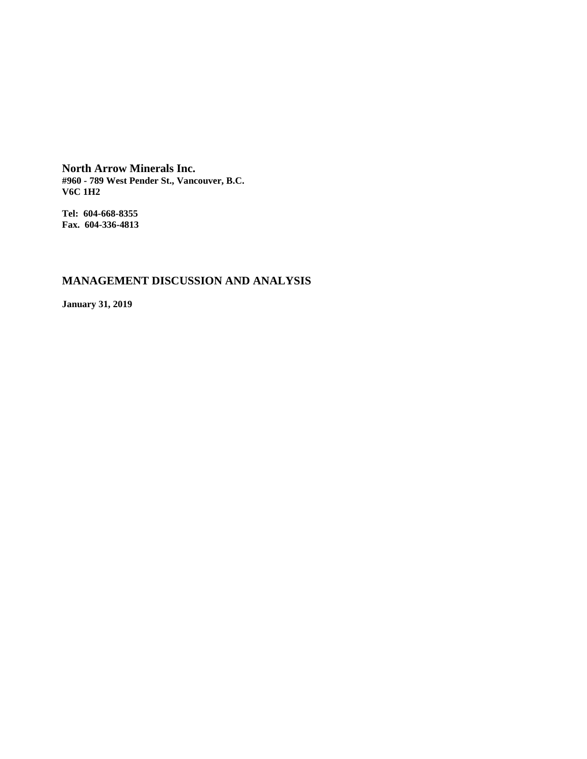**North Arrow Minerals Inc.**
**#960 - 789 West Pender St., Vancouver, B.C.**
**V6C 1H2**

**Tel: 604-668-8355**
**Fax. 604-336-4813**

## MANAGEMENT DISCUSSION AND ANALYSIS

**January 31, 2019**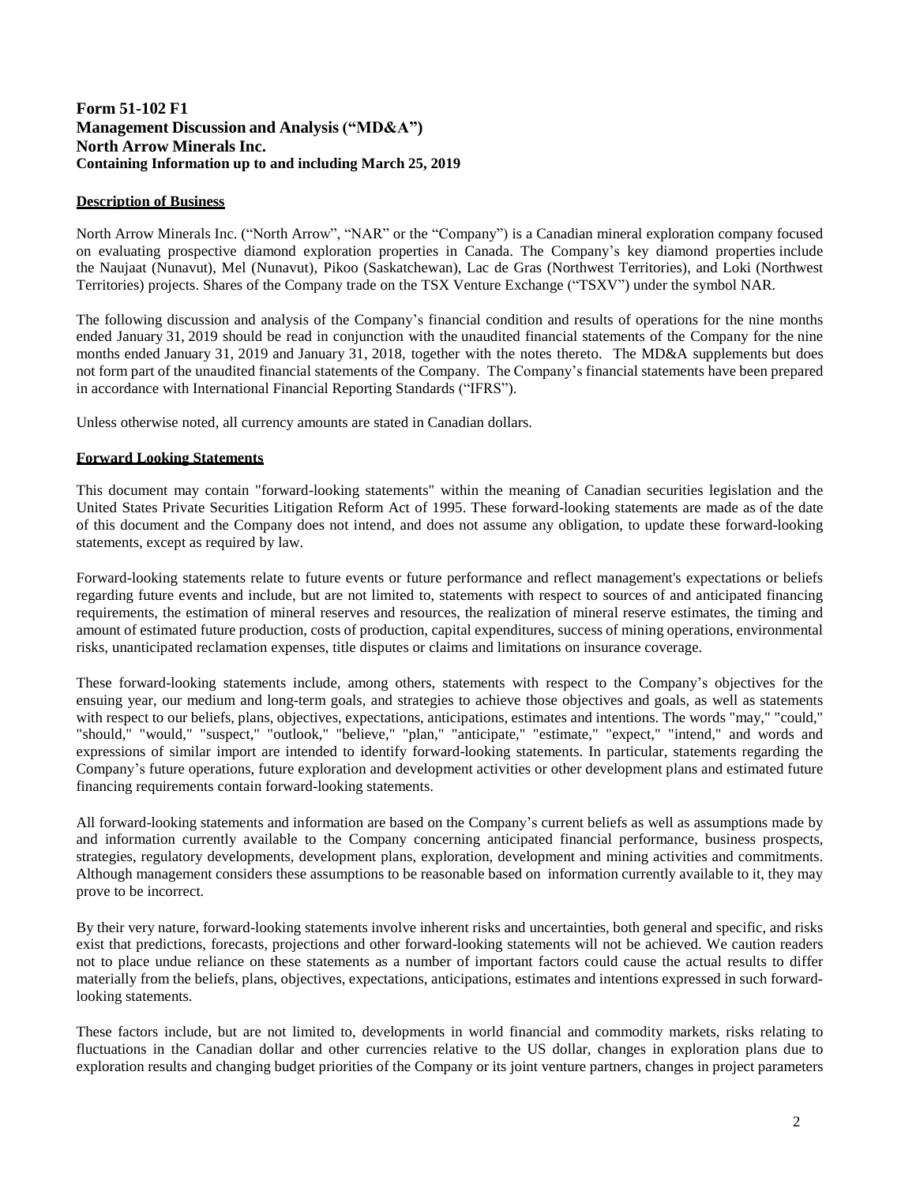# Form 51-102 F1
# Management Discussion and Analysis ("MD&A")
# North Arrow Minerals Inc.
**Containing Information up to and including March 25, 2019**

## Description of Business

North Arrow Minerals Inc. ("North Arrow", "NAR" or the "Company") is a Canadian mineral exploration company focused on evaluating prospective diamond exploration properties in Canada. The Company's key diamond properties include the Naujaat (Nunavut), Mel (Nunavut), Pikoo (Saskatchewan), Lac de Gras (Northwest Territories), and Loki (Northwest Territories) projects. Shares of the Company trade on the TSX Venture Exchange ("TSXV") under the symbol NAR.

The following discussion and analysis of the Company's financial condition and results of operations for the nine months ended January 31, 2019 should be read in conjunction with the unaudited financial statements of the Company for the nine months ended January 31, 2019 and January 31, 2018, together with the notes thereto. The MD&A supplements but does not form part of the unaudited financial statements of the Company. The Company's financial statements have been prepared in accordance with International Financial Reporting Standards ("IFRS").

Unless otherwise noted, all currency amounts are stated in Canadian dollars.

## Forward Looking Statements

This document may contain "forward-looking statements" within the meaning of Canadian securities legislation and the United States Private Securities Litigation Reform Act of 1995. These forward-looking statements are made as of the date of this document and the Company does not intend, and does not assume any obligation, to update these forward-looking statements, except as required by law.

Forward-looking statements relate to future events or future performance and reflect management's expectations or beliefs regarding future events and include, but are not limited to, statements with respect to sources of and anticipated financing requirements, the estimation of mineral reserves and resources, the realization of mineral reserve estimates, the timing and amount of estimated future production, costs of production, capital expenditures, success of mining operations, environmental risks, unanticipated reclamation expenses, title disputes or claims and limitations on insurance coverage.

These forward-looking statements include, among others, statements with respect to the Company's objectives for the ensuing year, our medium and long-term goals, and strategies to achieve those objectives and goals, as well as statements with respect to our beliefs, plans, objectives, expectations, anticipations, estimates and intentions. The words "may," "could," "should," "would," "suspect," "outlook," "believe," "plan," "anticipate," "estimate," "expect," "intend," and words and expressions of similar import are intended to identify forward-looking statements. In particular, statements regarding the Company's future operations, future exploration and development activities or other development plans and estimated future financing requirements contain forward-looking statements.

All forward-looking statements and information are based on the Company's current beliefs as well as assumptions made by and information currently available to the Company concerning anticipated financial performance, business prospects, strategies, regulatory developments, development plans, exploration, development and mining activities and commitments. Although management considers these assumptions to be reasonable based on information currently available to it, they may prove to be incorrect.

By their very nature, forward-looking statements involve inherent risks and uncertainties, both general and specific, and risks exist that predictions, forecasts, projections and other forward-looking statements will not be achieved. We caution readers not to place undue reliance on these statements as a number of important factors could cause the actual results to differ materially from the beliefs, plans, objectives, expectations, anticipations, estimates and intentions expressed in such forward-looking statements.

These factors include, but are not limited to, developments in world financial and commodity markets, risks relating to fluctuations in the Canadian dollar and other currencies relative to the US dollar, changes in exploration plans due to exploration results and changing budget priorities of the Company or its joint venture partners, changes in project parameters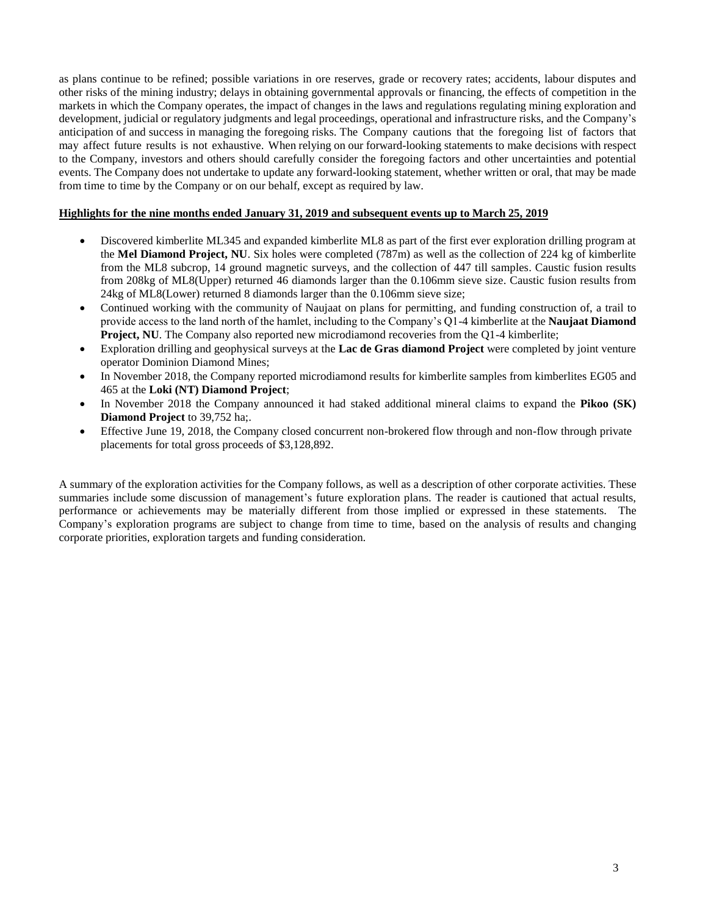as plans continue to be refined; possible variations in ore reserves, grade or recovery rates; accidents, labour disputes and other risks of the mining industry; delays in obtaining governmental approvals or financing, the effects of competition in the markets in which the Company operates, the impact of changes in the laws and regulations regulating mining exploration and development, judicial or regulatory judgments and legal proceedings, operational and infrastructure risks, and the Company's anticipation of and success in managing the foregoing risks. The Company cautions that the foregoing list of factors that may affect future results is not exhaustive. When relying on our forward-looking statements to make decisions with respect to the Company, investors and others should carefully consider the foregoing factors and other uncertainties and potential events. The Company does not undertake to update any forward-looking statement, whether written or oral, that may be made from time to time by the Company or on our behalf, except as required by law.

**Highlights for the nine months ended January 31, 2019 and subsequent events up to March 25, 2019**

- Discovered kimberlite ML345 and expanded kimberlite ML8 as part of the first ever exploration drilling program at the **Mel Diamond Project, NU**. Six holes were completed (787m) as well as the collection of 224 kg of kimberlite from the ML8 subcrop, 14 ground magnetic surveys, and the collection of 447 till samples. Caustic fusion results from 208kg of ML8(Upper) returned 46 diamonds larger than the 0.106mm sieve size. Caustic fusion results from 24kg of ML8(Lower) returned 8 diamonds larger than the 0.106mm sieve size;
- Continued working with the community of Naujaat on plans for permitting, and funding construction of, a trail to provide access to the land north of the hamlet, including to the Company's Q1-4 kimberlite at the **Naujaat Diamond Project, NU**. The Company also reported new microdiamond recoveries from the Q1-4 kimberlite;
- Exploration drilling and geophysical surveys at the **Lac de Gras diamond Project** were completed by joint venture operator Dominion Diamond Mines;
- In November 2018, the Company reported microdiamond results for kimberlite samples from kimberlites EG05 and 465 at the **Loki (NT) Diamond Project**;
- In November 2018 the Company announced it had staked additional mineral claims to expand the **Pikoo (SK) Diamond Project** to 39,752 ha;.
- Effective June 19, 2018, the Company closed concurrent non-brokered flow through and non-flow through private placements for total gross proceeds of $3,128,892.

A summary of the exploration activities for the Company follows, as well as a description of other corporate activities. These summaries include some discussion of management's future exploration plans. The reader is cautioned that actual results, performance or achievements may be materially different from those implied or expressed in these statements. The Company's exploration programs are subject to change from time to time, based on the analysis of results and changing corporate priorities, exploration targets and funding consideration.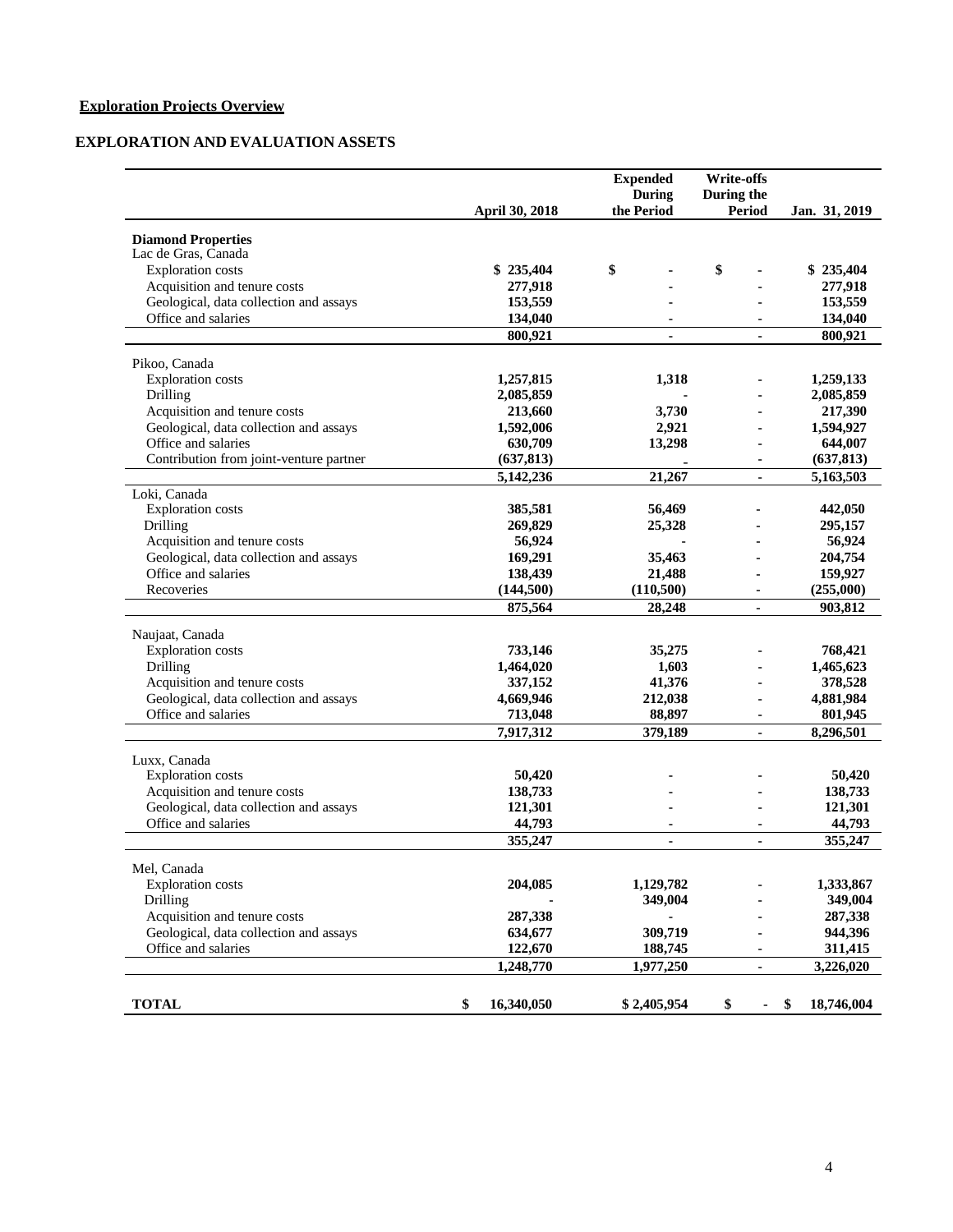**Exploration Projects Overview**

**EXPLORATION AND EVALUATION ASSETS**

| | April 30, 2018 | Expended During the Period | Write-offs During the Period | Jan. 31, 2019 |
|---|---|---|---|---|
| **Diamond Properties** | | | | |
| Lac de Gras, Canada | | | | |
| Exploration costs | $ 235,404 | $ - | $ - | $ 235,404 |
| Acquisition and tenure costs | 277,918 | - | - | 277,918 |
| Geological, data collection and assays | 153,559 | - | - | 153,559 |
| Office and salaries | 134,040 | - | - | 134,040 |
| | 800,921 | - | - | 800,921 |
| Pikoo, Canada | | | | |
| Exploration costs | 1,257,815 | 1,318 | - | 1,259,133 |
| Drilling | 2,085,859 | - | - | 2,085,859 |
| Acquisition and tenure costs | 213,660 | 3,730 | - | 217,390 |
| Geological, data collection and assays | 1,592,006 | 2,921 | - | 1,594,927 |
| Office and salaries | 630,709 | 13,298 | - | 644,007 |
| Contribution from joint-venture partner | (637,813) | - | - | (637,813) |
| | 5,142,236 | 21,267 | - | 5,163,503 |
| Loki, Canada | | | | |
| Exploration costs | 385,581 | 56,469 | - | 442,050 |
| Drilling | 269,829 | 25,328 | - | 295,157 |
| Acquisition and tenure costs | 56,924 | - | - | 56,924 |
| Geological, data collection and assays | 169,291 | 35,463 | - | 204,754 |
| Office and salaries | 138,439 | 21,488 | - | 159,927 |
| Recoveries | (144,500) | (110,500) | - | (255,000) |
| | 875,564 | 28,248 | - | 903,812 |
| Naujaat, Canada | | | | |
| Exploration costs | 733,146 | 35,275 | - | 768,421 |
| Drilling | 1,464,020 | 1,603 | - | 1,465,623 |
| Acquisition and tenure costs | 337,152 | 41,376 | - | 378,528 |
| Geological, data collection and assays | 4,669,946 | 212,038 | - | 4,881,984 |
| Office and salaries | 713,048 | 88,897 | - | 801,945 |
| | 7,917,312 | 379,189 | - | 8,296,501 |
| Luxx, Canada | | | | |
| Exploration costs | 50,420 | - | - | 50,420 |
| Acquisition and tenure costs | 138,733 | - | - | 138,733 |
| Geological, data collection and assays | 121,301 | - | - | 121,301 |
| Office and salaries | 44,793 | - | - | 44,793 |
| | 355,247 | - | - | 355,247 |
| Mel, Canada | | | | |
| Exploration costs | 204,085 | 1,129,782 | - | 1,333,867 |
| Drilling | - | 349,004 | - | 349,004 |
| Acquisition and tenure costs | 287,338 | - | - | 287,338 |
| Geological, data collection and assays | 634,677 | 309,719 | - | 944,396 |
| Office and salaries | 122,670 | 188,745 | - | 311,415 |
| | 1,248,770 | 1,977,250 | - | 3,226,020 |
| **TOTAL** | $ 16,340,050 | $ 2,405,954 | $ - | $ 18,746,004 |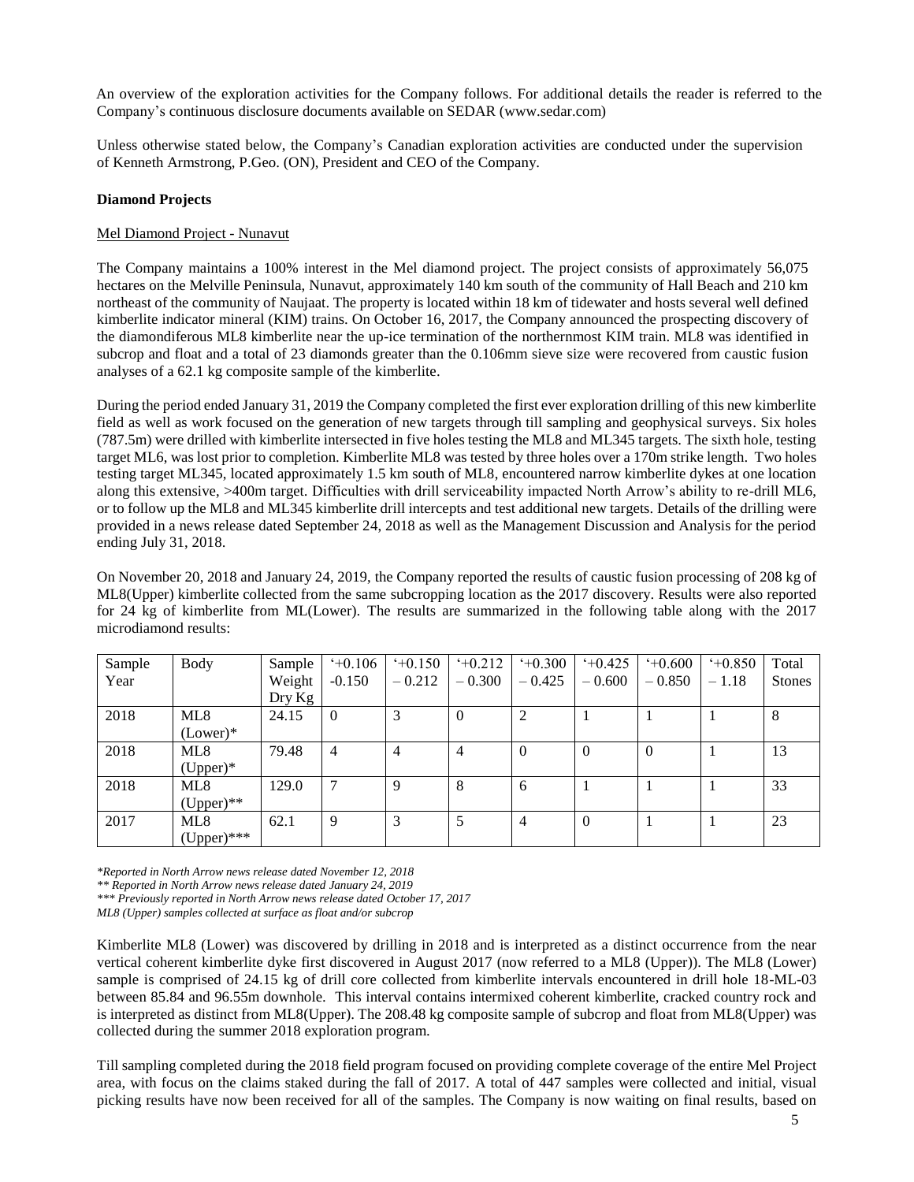An overview of the exploration activities for the Company follows. For additional details the reader is referred to the Company's continuous disclosure documents available on SEDAR (www.sedar.com)

Unless otherwise stated below, the Company's Canadian exploration activities are conducted under the supervision of Kenneth Armstrong, P.Geo. (ON), President and CEO of the Company.

**Diamond Projects**

Mel Diamond Project - Nunavut

The Company maintains a 100% interest in the Mel diamond project. The project consists of approximately 56,075 hectares on the Melville Peninsula, Nunavut, approximately 140 km south of the community of Hall Beach and 210 km northeast of the community of Naujaat. The property is located within 18 km of tidewater and hosts several well defined kimberlite indicator mineral (KIM) trains. On October 16, 2017, the Company announced the prospecting discovery of the diamondiferous ML8 kimberlite near the up-ice termination of the northernmost KIM train. ML8 was identified in subcrop and float and a total of 23 diamonds greater than the 0.106mm sieve size were recovered from caustic fusion analyses of a 62.1 kg composite sample of the kimberlite.

During the period ended January 31, 2019 the Company completed the first ever exploration drilling of this new kimberlite field as well as work focused on the generation of new targets through till sampling and geophysical surveys. Six holes (787.5m) were drilled with kimberlite intersected in five holes testing the ML8 and ML345 targets. The sixth hole, testing target ML6, was lost prior to completion. Kimberlite ML8 was tested by three holes over a 170m strike length. Two holes testing target ML345, located approximately 1.5 km south of ML8, encountered narrow kimberlite dykes at one location along this extensive, >400m target. Difficulties with drill serviceability impacted North Arrow's ability to re-drill ML6, or to follow up the ML8 and ML345 kimberlite drill intercepts and test additional new targets. Details of the drilling were provided in a news release dated September 24, 2018 as well as the Management Discussion and Analysis for the period ending July 31, 2018.

On November 20, 2018 and January 24, 2019, the Company reported the results of caustic fusion processing of 208 kg of ML8(Upper) kimberlite collected from the same subcropping location as the 2017 discovery. Results were also reported for 24 kg of kimberlite from ML(Lower). The results are summarized in the following table along with the 2017 microdiamond results:

| Sample Year | Body | Sample Weight Dry Kg | '+0.106 -0.150 | '+0.150 – 0.212 | '+0.212 – 0.300 | '+0.300 – 0.425 | '+0.425 – 0.600 | '+0.600 – 0.850 | '+0.850 – 1.18 | Total Stones |
|---|---|---|---|---|---|---|---|---|---|---|
| 2018 | ML8 (Lower)* | 24.15 | 0 | 3 | 0 | 2 | 1 | 1 | 1 | 8 |
| 2018 | ML8 (Upper)* | 79.48 | 4 | 4 | 4 | 0 | 0 | 0 | 1 | 13 |
| 2018 | ML8 (Upper)** | 129.0 | 7 | 9 | 8 | 6 | 1 | 1 | 1 | 33 |
| 2017 | ML8 (Upper)*** | 62.1 | 9 | 3 | 5 | 4 | 0 | 1 | 1 | 23 |

*\*Reported in North Arrow news release dated November 12, 2018*
*\*\* Reported in North Arrow news release dated January 24, 2019*
*\*\*\* Previously reported in North Arrow news release dated October 17, 2017*
*ML8 (Upper) samples collected at surface as float and/or subcrop*

Kimberlite ML8 (Lower) was discovered by drilling in 2018 and is interpreted as a distinct occurrence from the near vertical coherent kimberlite dyke first discovered in August 2017 (now referred to a ML8 (Upper)). The ML8 (Lower) sample is comprised of 24.15 kg of drill core collected from kimberlite intervals encountered in drill hole 18-ML-03 between 85.84 and 96.55m downhole. This interval contains intermixed coherent kimberlite, cracked country rock and is interpreted as distinct from ML8(Upper). The 208.48 kg composite sample of subcrop and float from ML8(Upper) was collected during the summer 2018 exploration program.

Till sampling completed during the 2018 field program focused on providing complete coverage of the entire Mel Project area, with focus on the claims staked during the fall of 2017. A total of 447 samples were collected and initial, visual picking results have now been received for all of the samples. The Company is now waiting on final results, based on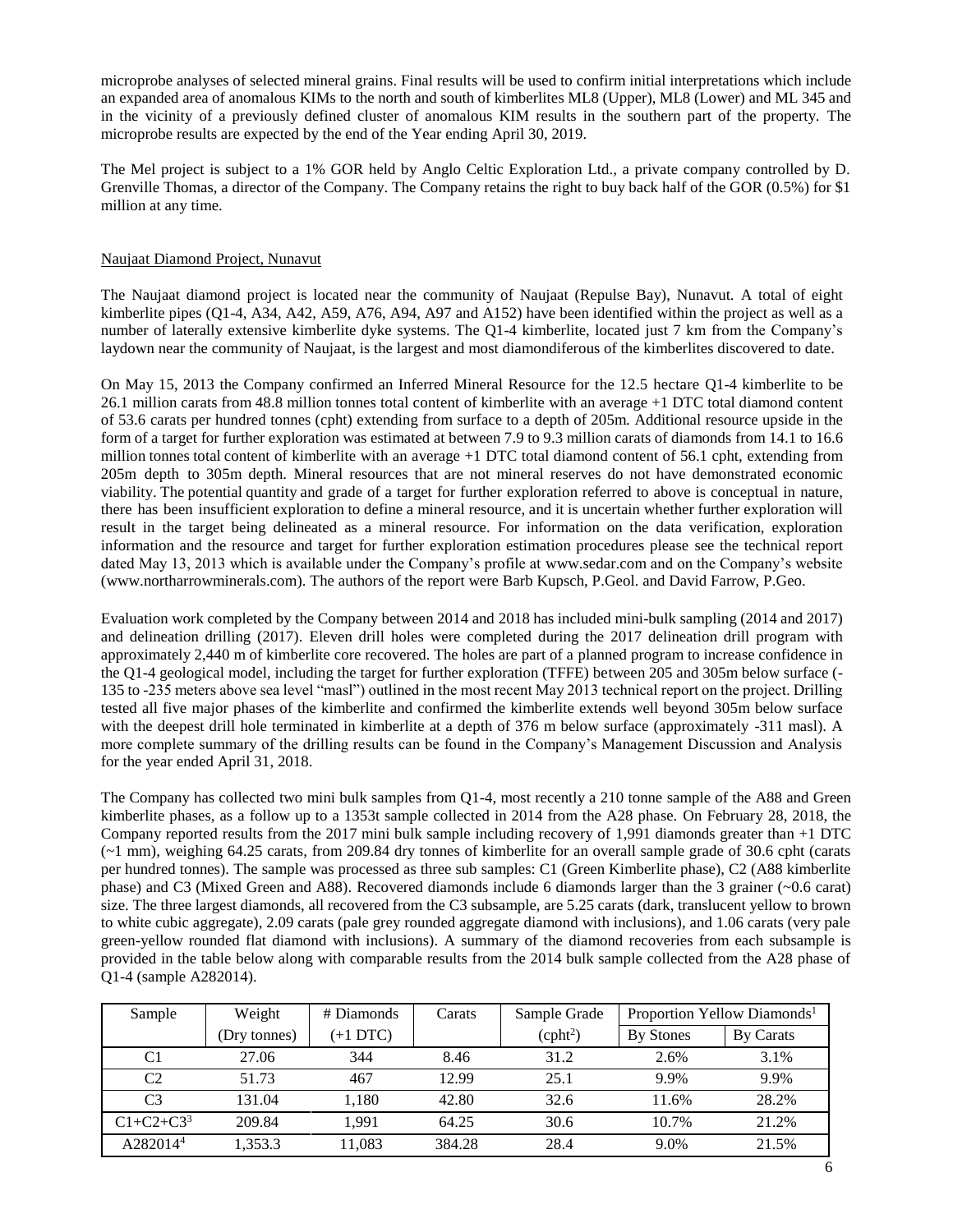microprobe analyses of selected mineral grains. Final results will be used to confirm initial interpretations which include an expanded area of anomalous KIMs to the north and south of kimberlites ML8 (Upper), ML8 (Lower) and ML 345 and in the vicinity of a previously defined cluster of anomalous KIM results in the southern part of the property. The microprobe results are expected by the end of the Year ending April 30, 2019.

The Mel project is subject to a 1% GOR held by Anglo Celtic Exploration Ltd., a private company controlled by D. Grenville Thomas, a director of the Company. The Company retains the right to buy back half of the GOR (0.5%) for $1 million at any time.

## Naujaat Diamond Project, Nunavut

The Naujaat diamond project is located near the community of Naujaat (Repulse Bay), Nunavut. A total of eight kimberlite pipes (Q1-4, A34, A42, A59, A76, A94, A97 and A152) have been identified within the project as well as a number of laterally extensive kimberlite dyke systems. The Q1-4 kimberlite, located just 7 km from the Company's laydown near the community of Naujaat, is the largest and most diamondiferous of the kimberlites discovered to date.

On May 15, 2013 the Company confirmed an Inferred Mineral Resource for the 12.5 hectare Q1-4 kimberlite to be 26.1 million carats from 48.8 million tonnes total content of kimberlite with an average +1 DTC total diamond content of 53.6 carats per hundred tonnes (cpht) extending from surface to a depth of 205m. Additional resource upside in the form of a target for further exploration was estimated at between 7.9 to 9.3 million carats of diamonds from 14.1 to 16.6 million tonnes total content of kimberlite with an average +1 DTC total diamond content of 56.1 cpht, extending from 205m depth to 305m depth. Mineral resources that are not mineral reserves do not have demonstrated economic viability. The potential quantity and grade of a target for further exploration referred to above is conceptual in nature, there has been insufficient exploration to define a mineral resource, and it is uncertain whether further exploration will result in the target being delineated as a mineral resource. For information on the data verification, exploration information and the resource and target for further exploration estimation procedures please see the technical report dated May 13, 2013 which is available under the Company's profile at www.sedar.com and on the Company's website (www.northarrowminerals.com). The authors of the report were Barb Kupsch, P.Geol. and David Farrow, P.Geo.

Evaluation work completed by the Company between 2014 and 2018 has included mini-bulk sampling (2014 and 2017) and delineation drilling (2017). Eleven drill holes were completed during the 2017 delineation drill program with approximately 2,440 m of kimberlite core recovered. The holes are part of a planned program to increase confidence in the Q1-4 geological model, including the target for further exploration (TFFE) between 205 and 305m below surface (-135 to -235 meters above sea level "masl") outlined in the most recent May 2013 technical report on the project. Drilling tested all five major phases of the kimberlite and confirmed the kimberlite extends well beyond 305m below surface with the deepest drill hole terminated in kimberlite at a depth of 376 m below surface (approximately -311 masl). A more complete summary of the drilling results can be found in the Company's Management Discussion and Analysis for the year ended April 31, 2018.

The Company has collected two mini bulk samples from Q1-4, most recently a 210 tonne sample of the A88 and Green kimberlite phases, as a follow up to a 1353t sample collected in 2014 from the A28 phase. On February 28, 2018, the Company reported results from the 2017 mini bulk sample including recovery of 1,991 diamonds greater than +1 DTC (~1 mm), weighing 64.25 carats, from 209.84 dry tonnes of kimberlite for an overall sample grade of 30.6 cpht (carats per hundred tonnes). The sample was processed as three sub samples: C1 (Green Kimberlite phase), C2 (A88 kimberlite phase) and C3 (Mixed Green and A88). Recovered diamonds include 6 diamonds larger than the 3 grainer (~0.6 carat) size. The three largest diamonds, all recovered from the C3 subsample, are 5.25 carats (dark, translucent yellow to brown to white cubic aggregate), 2.09 carats (pale grey rounded aggregate diamond with inclusions), and 1.06 carats (very pale green-yellow rounded flat diamond with inclusions). A summary of the diamond recoveries from each subsample is provided in the table below along with comparable results from the 2014 bulk sample collected from the A28 phase of Q1-4 (sample A282014).

| Sample | Weight | # Diamonds | Carats | Sample Grade | Proportion Yellow Diamonds[1] | |
|---|---|---|---|---|---|---|
| | (Dry tonnes) | (+1 DTC) | | (cpht[2]) | By Stones | By Carats |
| C1 | 27.06 | 344 | 8.46 | 31.2 | 2.6% | 3.1% |
| C2 | 51.73 | 467 | 12.99 | 25.1 | 9.9% | 9.9% |
| C3 | 131.04 | 1,180 | 42.80 | 32.6 | 11.6% | 28.2% |
| C1+C2+C3[3] | 209.84 | 1,991 | 64.25 | 30.6 | 10.7% | 21.2% |
| A282014[4] | 1,353.3 | 11,083 | 384.28 | 28.4 | 9.0% | 21.5% |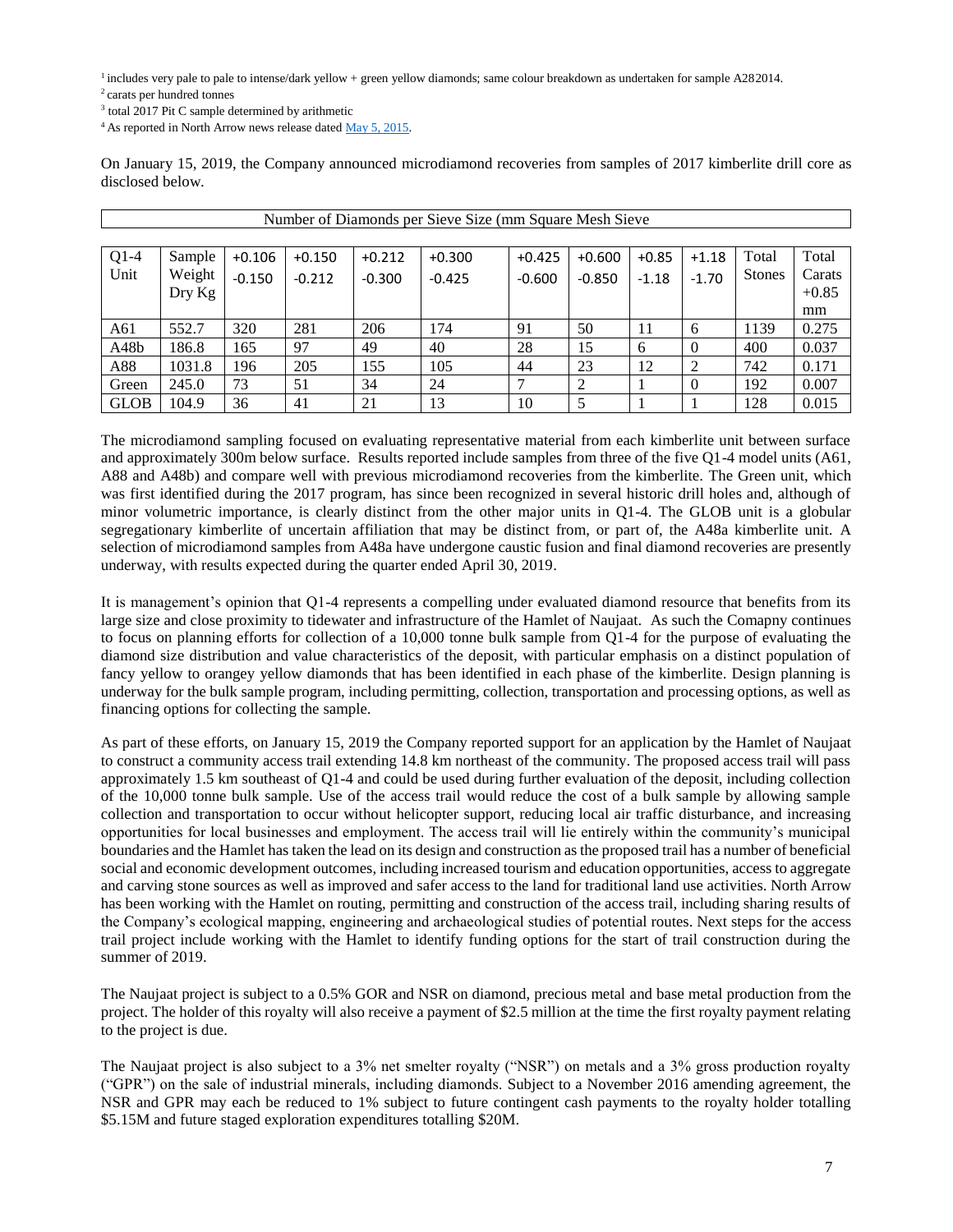[1] includes very pale to pale to intense/dark yellow + green yellow diamonds; same colour breakdown as undertaken for sample A282014.

[2] carats per hundred tonnes

[3] total 2017 Pit C sample determined by arithmetic

[4] As reported in North Arrow news release dated May 5, 2015.

On January 15, 2019, the Company announced microdiamond recoveries from samples of 2017 kimberlite drill core as disclosed below.

| Number of Diamonds per Sieve Size (mm Square Mesh Sieve | | | | | | | | | | | |
|---|---|---|---|---|---|---|---|---|---|---|---|
| Q1-4 Unit | Sample Weight Dry Kg | +0.106 -0.150 | +0.150 -0.212 | +0.212 -0.300 | +0.300 -0.425 | +0.425 -0.600 | +0.600 -0.850 | +0.85 -1.18 | +1.18 -1.70 | Total Stones | Total Carats +0.85 mm |
| A61 | 552.7 | 320 | 281 | 206 | 174 | 91 | 50 | 11 | 6 | 1139 | 0.275 |
| A48b | 186.8 | 165 | 97 | 49 | 40 | 28 | 15 | 6 | 0 | 400 | 0.037 |
| A88 | 1031.8 | 196 | 205 | 155 | 105 | 44 | 23 | 12 | 2 | 742 | 0.171 |
| Green | 245.0 | 73 | 51 | 34 | 24 | 7 | 2 | 1 | 0 | 192 | 0.007 |
| GLOB | 104.9 | 36 | 41 | 21 | 13 | 10 | 5 | 1 | 1 | 128 | 0.015 |

The microdiamond sampling focused on evaluating representative material from each kimberlite unit between surface and approximately 300m below surface. Results reported include samples from three of the five Q1-4 model units (A61, A88 and A48b) and compare well with previous microdiamond recoveries from the kimberlite. The Green unit, which was first identified during the 2017 program, has since been recognized in several historic drill holes and, although of minor volumetric importance, is clearly distinct from the other major units in Q1-4. The GLOB unit is a globular segregationary kimberlite of uncertain affiliation that may be distinct from, or part of, the A48a kimberlite unit. A selection of microdiamond samples from A48a have undergone caustic fusion and final diamond recoveries are presently underway, with results expected during the quarter ended April 30, 2019.

It is management's opinion that Q1-4 represents a compelling under evaluated diamond resource that benefits from its large size and close proximity to tidewater and infrastructure of the Hamlet of Naujaat. As such the Comapny continues to focus on planning efforts for collection of a 10,000 tonne bulk sample from Q1-4 for the purpose of evaluating the diamond size distribution and value characteristics of the deposit, with particular emphasis on a distinct population of fancy yellow to orangey yellow diamonds that has been identified in each phase of the kimberlite. Design planning is underway for the bulk sample program, including permitting, collection, transportation and processing options, as well as financing options for collecting the sample.

As part of these efforts, on January 15, 2019 the Company reported support for an application by the Hamlet of Naujaat to construct a community access trail extending 14.8 km northeast of the community. The proposed access trail will pass approximately 1.5 km southeast of Q1-4 and could be used during further evaluation of the deposit, including collection of the 10,000 tonne bulk sample. Use of the access trail would reduce the cost of a bulk sample by allowing sample collection and transportation to occur without helicopter support, reducing local air traffic disturbance, and increasing opportunities for local businesses and employment. The access trail will lie entirely within the community's municipal boundaries and the Hamlet has taken the lead on its design and construction as the proposed trail has a number of beneficial social and economic development outcomes, including increased tourism and education opportunities, access to aggregate and carving stone sources as well as improved and safer access to the land for traditional land use activities. North Arrow has been working with the Hamlet on routing, permitting and construction of the access trail, including sharing results of the Company's ecological mapping, engineering and archaeological studies of potential routes. Next steps for the access trail project include working with the Hamlet to identify funding options for the start of trail construction during the summer of 2019.

The Naujaat project is subject to a 0.5% GOR and NSR on diamond, precious metal and base metal production from the project. The holder of this royalty will also receive a payment of $2.5 million at the time the first royalty payment relating to the project is due.

The Naujaat project is also subject to a 3% net smelter royalty ("NSR") on metals and a 3% gross production royalty ("GPR") on the sale of industrial minerals, including diamonds. Subject to a November 2016 amending agreement, the NSR and GPR may each be reduced to 1% subject to future contingent cash payments to the royalty holder totalling $5.15M and future staged exploration expenditures totalling $20M.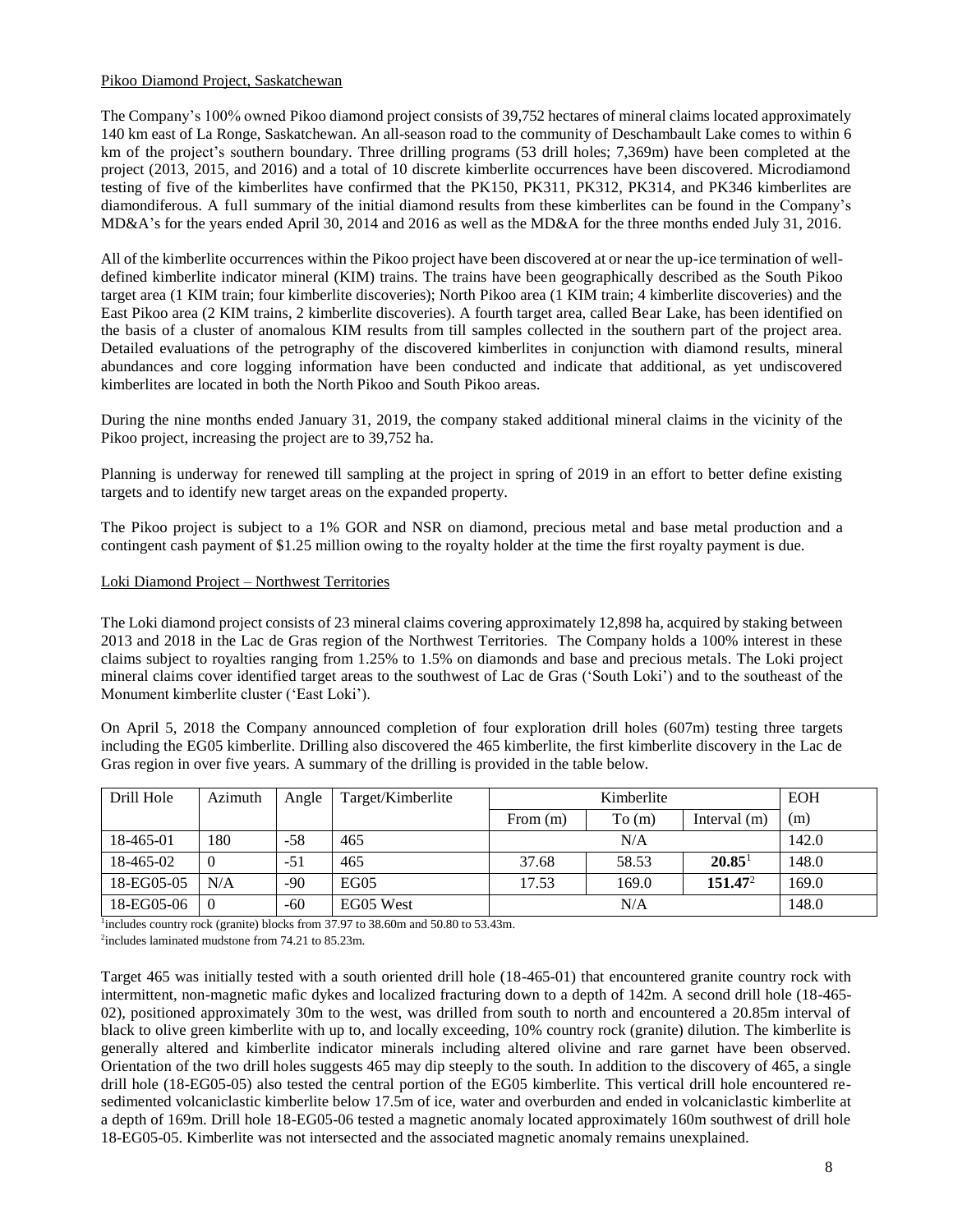Pikoo Diamond Project, Saskatchewan

The Company's 100% owned Pikoo diamond project consists of 39,752 hectares of mineral claims located approximately 140 km east of La Ronge, Saskatchewan. An all-season road to the community of Deschambault Lake comes to within 6 km of the project's southern boundary. Three drilling programs (53 drill holes; 7,369m) have been completed at the project (2013, 2015, and 2016) and a total of 10 discrete kimberlite occurrences have been discovered. Microdiamond testing of five of the kimberlites have confirmed that the PK150, PK311, PK312, PK314, and PK346 kimberlites are diamondiferous. A full summary of the initial diamond results from these kimberlites can be found in the Company's MD&A's for the years ended April 30, 2014 and 2016 as well as the MD&A for the three months ended July 31, 2016.

All of the kimberlite occurrences within the Pikoo project have been discovered at or near the up-ice termination of well-defined kimberlite indicator mineral (KIM) trains. The trains have been geographically described as the South Pikoo target area (1 KIM train; four kimberlite discoveries); North Pikoo area (1 KIM train; 4 kimberlite discoveries) and the East Pikoo area (2 KIM trains, 2 kimberlite discoveries). A fourth target area, called Bear Lake, has been identified on the basis of a cluster of anomalous KIM results from till samples collected in the southern part of the project area. Detailed evaluations of the petrography of the discovered kimberlites in conjunction with diamond results, mineral abundances and core logging information have been conducted and indicate that additional, as yet undiscovered kimberlites are located in both the North Pikoo and South Pikoo areas.

During the nine months ended January 31, 2019, the company staked additional mineral claims in the vicinity of the Pikoo project, increasing the project are to 39,752 ha.

Planning is underway for renewed till sampling at the project in spring of 2019 in an effort to better define existing targets and to identify new target areas on the expanded property.

The Pikoo project is subject to a 1% GOR and NSR on diamond, precious metal and base metal production and a contingent cash payment of $1.25 million owing to the royalty holder at the time the first royalty payment is due.

Loki Diamond Project – Northwest Territories

The Loki diamond project consists of 23 mineral claims covering approximately 12,898 ha, acquired by staking between 2013 and 2018 in the Lac de Gras region of the Northwest Territories. The Company holds a 100% interest in these claims subject to royalties ranging from 1.25% to 1.5% on diamonds and base and precious metals. The Loki project mineral claims cover identified target areas to the southwest of Lac de Gras ('South Loki') and to the southeast of the Monument kimberlite cluster ('East Loki').

On April 5, 2018 the Company announced completion of four exploration drill holes (607m) testing three targets including the EG05 kimberlite. Drilling also discovered the 465 kimberlite, the first kimberlite discovery in the Lac de Gras region in over five years. A summary of the drilling is provided in the table below.

| Drill Hole | Azimuth | Angle | Target/Kimberlite | Kimberlite | | | EOH |
|---|---|---|---|---|---|---|---|
| | | | | From (m) | To (m) | Interval (m) | (m) |
| 18-465-01 | 180 | -58 | 465 | N/A | | | 142.0 |
| 18-465-02 | 0 | -51 | 465 | 37.68 | 58.53 | **20.85**[1] | 148.0 |
| 18-EG05-05 | N/A | -90 | EG05 | 17.53 | 169.0 | **151.47**[2] | 169.0 |
| 18-EG05-06 | 0 | -60 | EG05 West | N/A | | | 148.0 |

[1]includes country rock (granite) blocks from 37.97 to 38.60m and 50.80 to 53.43m.

[2]includes laminated mudstone from 74.21 to 85.23m.

Target 465 was initially tested with a south oriented drill hole (18-465-01) that encountered granite country rock with intermittent, non-magnetic mafic dykes and localized fracturing down to a depth of 142m. A second drill hole (18-465-02), positioned approximately 30m to the west, was drilled from south to north and encountered a 20.85m interval of black to olive green kimberlite with up to, and locally exceeding, 10% country rock (granite) dilution. The kimberlite is generally altered and kimberlite indicator minerals including altered olivine and rare garnet have been observed. Orientation of the two drill holes suggests 465 may dip steeply to the south. In addition to the discovery of 465, a single drill hole (18-EG05-05) also tested the central portion of the EG05 kimberlite. This vertical drill hole encountered re-sedimented volcaniclastic kimberlite below 17.5m of ice, water and overburden and ended in volcaniclastic kimberlite at a depth of 169m. Drill hole 18-EG05-06 tested a magnetic anomaly located approximately 160m southwest of drill hole 18-EG05-05. Kimberlite was not intersected and the associated magnetic anomaly remains unexplained.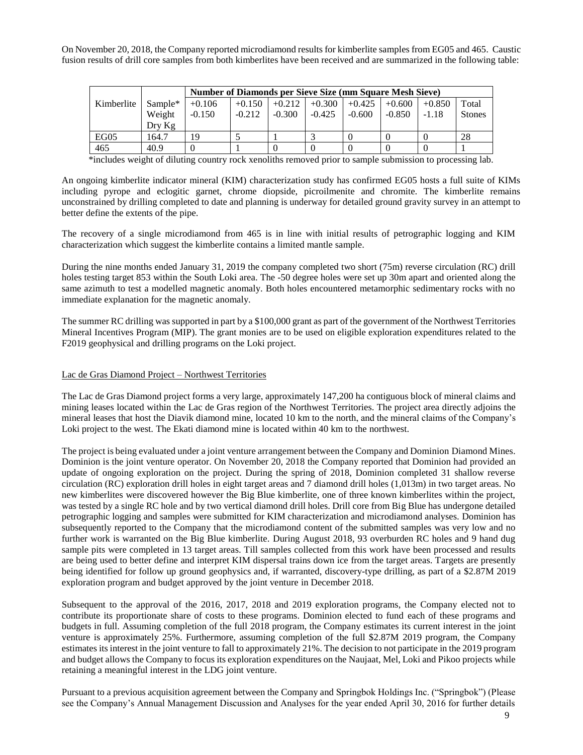On November 20, 2018, the Company reported microdiamond results for kimberlite samples from EG05 and 465. Caustic fusion results of drill core samples from both kimberlites have been received and are summarized in the following table:

| Kimberlite | Sample* Weight Dry Kg | Number of Diamonds per Sieve Size (mm Square Mesh Sieve) | | | | | | | |
|---|---|---|---|---|---|---|---|---|---|
| | | +0.106 -0.150 | +0.150 -0.212 | +0.212 -0.300 | +0.300 -0.425 | +0.425 -0.600 | +0.600 -0.850 | +0.850 -1.18 | Total Stones |
| EG05 | 164.7 | 19 | 5 | 1 | 3 | 0 | 0 | 0 | 28 |
| 465 | 40.9 | 0 | 1 | 0 | 0 | 0 | 0 | 0 | 1 |

*includes weight of diluting country rock xenoliths removed prior to sample submission to processing lab.

An ongoing kimberlite indicator mineral (KIM) characterization study has confirmed EG05 hosts a full suite of KIMs including pyrope and eclogitic garnet, chrome diopside, picroilmenite and chromite. The kimberlite remains unconstrained by drilling completed to date and planning is underway for detailed ground gravity survey in an attempt to better define the extents of the pipe.

The recovery of a single microdiamond from 465 is in line with initial results of petrographic logging and KIM characterization which suggest the kimberlite contains a limited mantle sample.

During the nine months ended January 31, 2019 the company completed two short (75m) reverse circulation (RC) drill holes testing target 853 within the South Loki area. The -50 degree holes were set up 30m apart and oriented along the same azimuth to test a modelled magnetic anomaly. Both holes encountered metamorphic sedimentary rocks with no immediate explanation for the magnetic anomaly.

The summer RC drilling was supported in part by a $100,000 grant as part of the government of the Northwest Territories Mineral Incentives Program (MIP). The grant monies are to be used on eligible exploration expenditures related to the F2019 geophysical and drilling programs on the Loki project.

Lac de Gras Diamond Project – Northwest Territories

The Lac de Gras Diamond project forms a very large, approximately 147,200 ha contiguous block of mineral claims and mining leases located within the Lac de Gras region of the Northwest Territories. The project area directly adjoins the mineral leases that host the Diavik diamond mine, located 10 km to the north, and the mineral claims of the Company's Loki project to the west. The Ekati diamond mine is located within 40 km to the northwest.

The project is being evaluated under a joint venture arrangement between the Company and Dominion Diamond Mines. Dominion is the joint venture operator. On November 20, 2018 the Company reported that Dominion had provided an update of ongoing exploration on the project. During the spring of 2018, Dominion completed 31 shallow reverse circulation (RC) exploration drill holes in eight target areas and 7 diamond drill holes (1,013m) in two target areas. No new kimberlites were discovered however the Big Blue kimberlite, one of three known kimberlites within the project, was tested by a single RC hole and by two vertical diamond drill holes. Drill core from Big Blue has undergone detailed petrographic logging and samples were submitted for KIM characterization and microdiamond analyses. Dominion has subsequently reported to the Company that the microdiamond content of the submitted samples was very low and no further work is warranted on the Big Blue kimberlite. During August 2018, 93 overburden RC holes and 9 hand dug sample pits were completed in 13 target areas. Till samples collected from this work have been processed and results are being used to better define and interpret KIM dispersal trains down ice from the target areas. Targets are presently being identified for follow up ground geophysics and, if warranted, discovery-type drilling, as part of a $2.87M 2019 exploration program and budget approved by the joint venture in December 2018.

Subsequent to the approval of the 2016, 2017, 2018 and 2019 exploration programs, the Company elected not to contribute its proportionate share of costs to these programs. Dominion elected to fund each of these programs and budgets in full. Assuming completion of the full 2018 program, the Company estimates its current interest in the joint venture is approximately 25%. Furthermore, assuming completion of the full $2.87M 2019 program, the Company estimates its interest in the joint venture to fall to approximately 21%. The decision to not participate in the 2019 program and budget allows the Company to focus its exploration expenditures on the Naujaat, Mel, Loki and Pikoo projects while retaining a meaningful interest in the LDG joint venture.

Pursuant to a previous acquisition agreement between the Company and Springbok Holdings Inc. ("Springbok") (Please see the Company's Annual Management Discussion and Analyses for the year ended April 30, 2016 for further details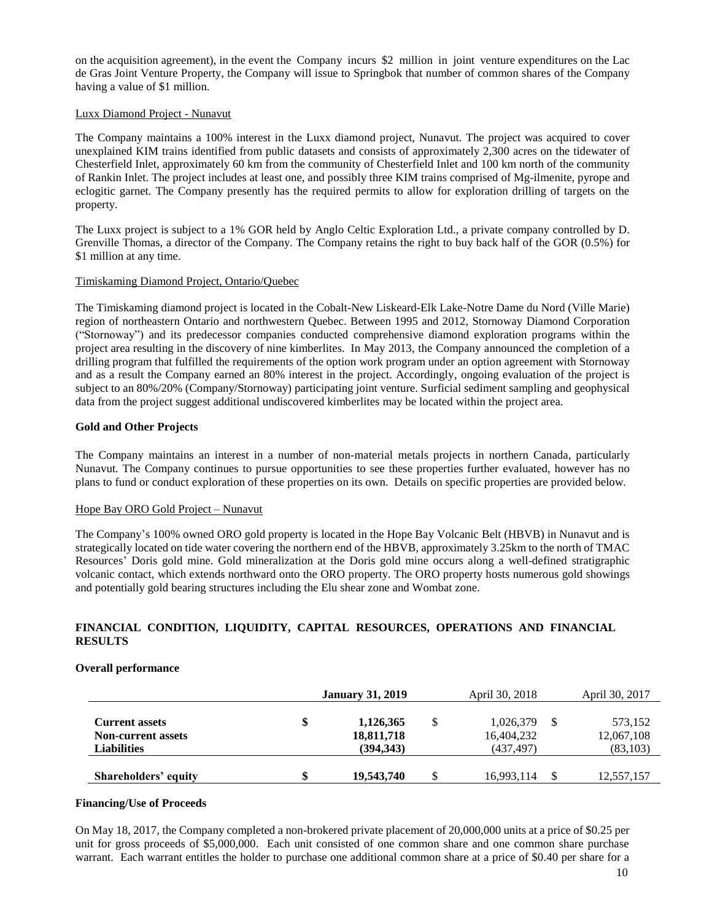on the acquisition agreement), in the event the Company incurs $2 million in joint venture expenditures on the Lac de Gras Joint Venture Property, the Company will issue to Springbok that number of common shares of the Company having a value of $1 million.

Luxx Diamond Project - Nunavut

The Company maintains a 100% interest in the Luxx diamond project, Nunavut. The project was acquired to cover unexplained KIM trains identified from public datasets and consists of approximately 2,300 acres on the tidewater of Chesterfield Inlet, approximately 60 km from the community of Chesterfield Inlet and 100 km north of the community of Rankin Inlet. The project includes at least one, and possibly three KIM trains comprised of Mg-ilmenite, pyrope and eclogitic garnet. The Company presently has the required permits to allow for exploration drilling of targets on the property.

The Luxx project is subject to a 1% GOR held by Anglo Celtic Exploration Ltd., a private company controlled by D. Grenville Thomas, a director of the Company. The Company retains the right to buy back half of the GOR (0.5%) for $1 million at any time.

Timiskaming Diamond Project, Ontario/Quebec

The Timiskaming diamond project is located in the Cobalt-New Liskeard-Elk Lake-Notre Dame du Nord (Ville Marie) region of northeastern Ontario and northwestern Quebec. Between 1995 and 2012, Stornoway Diamond Corporation ("Stornoway") and its predecessor companies conducted comprehensive diamond exploration programs within the project area resulting in the discovery of nine kimberlites. In May 2013, the Company announced the completion of a drilling program that fulfilled the requirements of the option work program under an option agreement with Stornoway and as a result the Company earned an 80% interest in the project. Accordingly, ongoing evaluation of the project is subject to an 80%/20% (Company/Stornoway) participating joint venture. Surficial sediment sampling and geophysical data from the project suggest additional undiscovered kimberlites may be located within the project area.

**Gold and Other Projects**

The Company maintains an interest in a number of non-material metals projects in northern Canada, particularly Nunavut. The Company continues to pursue opportunities to see these properties further evaluated, however has no plans to fund or conduct exploration of these properties on its own. Details on specific properties are provided below.

Hope Bay ORO Gold Project – Nunavut

The Company's 100% owned ORO gold property is located in the Hope Bay Volcanic Belt (HBVB) in Nunavut and is strategically located on tide water covering the northern end of the HBVB, approximately 3.25km to the north of TMAC Resources' Doris gold mine. Gold mineralization at the Doris gold mine occurs along a well-defined stratigraphic volcanic contact, which extends northward onto the ORO property. The ORO property hosts numerous gold showings and potentially gold bearing structures including the Elu shear zone and Wombat zone.

## FINANCIAL CONDITION, LIQUIDITY, CAPITAL RESOURCES, OPERATIONS AND FINANCIAL RESULTS

**Overall performance**

| | **January 31, 2019** | April 30, 2018 | April 30, 2017 |
|---|---|---|---|
| **Current assets** | **$ 1,126,365** | $ 1,026,379 | $ 573,152 |
| **Non-current assets** | **18,811,718** | 16,404,232 | 12,067,108 |
| **Liabilities** | **(394,343)** | (437,497) | (83,103) |
| **Shareholders' equity** | **$ 19,543,740** | $ 16,993,114 | $ 12,557,157 |

**Financing/Use of Proceeds**

On May 18, 2017, the Company completed a non-brokered private placement of 20,000,000 units at a price of $0.25 per unit for gross proceeds of $5,000,000. Each unit consisted of one common share and one common share purchase warrant. Each warrant entitles the holder to purchase one additional common share at a price of $0.40 per share for a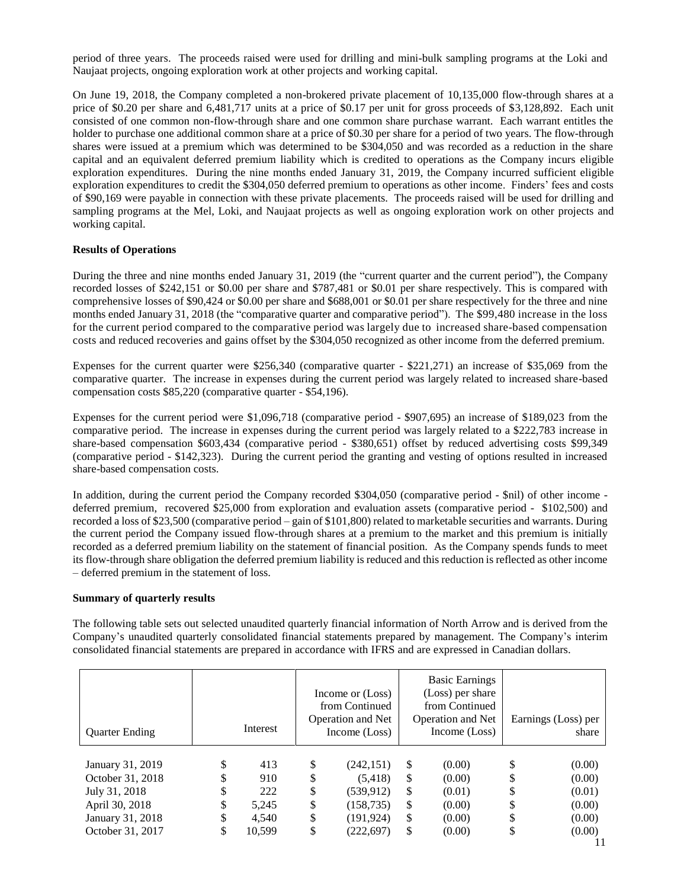period of three years. The proceeds raised were used for drilling and mini-bulk sampling programs at the Loki and Naujaat projects, ongoing exploration work at other projects and working capital.

On June 19, 2018, the Company completed a non-brokered private placement of 10,135,000 flow-through shares at a price of $0.20 per share and 6,481,717 units at a price of $0.17 per unit for gross proceeds of $3,128,892. Each unit consisted of one common non-flow-through share and one common share purchase warrant. Each warrant entitles the holder to purchase one additional common share at a price of $0.30 per share for a period of two years. The flow-through shares were issued at a premium which was determined to be $304,050 and was recorded as a reduction in the share capital and an equivalent deferred premium liability which is credited to operations as the Company incurs eligible exploration expenditures. During the nine months ended January 31, 2019, the Company incurred sufficient eligible exploration expenditures to credit the $304,050 deferred premium to operations as other income. Finders' fees and costs of $90,169 were payable in connection with these private placements. The proceeds raised will be used for drilling and sampling programs at the Mel, Loki, and Naujaat projects as well as ongoing exploration work on other projects and working capital.

**Results of Operations**

During the three and nine months ended January 31, 2019 (the "current quarter and the current period"), the Company recorded losses of $242,151 or $0.00 per share and $787,481 or $0.01 per share respectively. This is compared with comprehensive losses of $90,424 or $0.00 per share and $688,001 or $0.01 per share respectively for the three and nine months ended January 31, 2018 (the "comparative quarter and comparative period"). The $99,480 increase in the loss for the current period compared to the comparative period was largely due to increased share-based compensation costs and reduced recoveries and gains offset by the $304,050 recognized as other income from the deferred premium.

Expenses for the current quarter were $256,340 (comparative quarter - $221,271) an increase of $35,069 from the comparative quarter. The increase in expenses during the current period was largely related to increased share-based compensation costs $85,220 (comparative quarter - $54,196).

Expenses for the current period were $1,096,718 (comparative period - $907,695) an increase of $189,023 from the comparative period. The increase in expenses during the current period was largely related to a $222,783 increase in share-based compensation $603,434 (comparative period - $380,651) offset by reduced advertising costs $99,349 (comparative period - $142,323). During the current period the granting and vesting of options resulted in increased share-based compensation costs.

In addition, during the current period the Company recorded $304,050 (comparative period - $nil) of other income - deferred premium, recovered $25,000 from exploration and evaluation assets (comparative period - $102,500) and recorded a loss of $23,500 (comparative period – gain of $101,800) related to marketable securities and warrants. During the current period the Company issued flow-through shares at a premium to the market and this premium is initially recorded as a deferred premium liability on the statement of financial position. As the Company spends funds to meet its flow-through share obligation the deferred premium liability is reduced and this reduction is reflected as other income – deferred premium in the statement of loss.

**Summary of quarterly results**

The following table sets out selected unaudited quarterly financial information of North Arrow and is derived from the Company's unaudited quarterly consolidated financial statements prepared by management. The Company's interim consolidated financial statements are prepared in accordance with IFRS and are expressed in Canadian dollars.

| Quarter Ending | Interest | Income or (Loss) from Continued Operation and Net Income (Loss) | Basic Earnings (Loss) per share from Continued Operation and Net Income (Loss) | Earnings (Loss) per share |
|---|---|---|---|---|
| January 31, 2019 | $ 413 | $ (242,151) | $ (0.00) | $ (0.00) |
| October 31, 2018 | $ 910 | $ (5,418) | $ (0.00) | $ (0.00) |
| July 31, 2018 | $ 222 | $ (539,912) | $ (0.01) | $ (0.01) |
| April 30, 2018 | $ 5,245 | $ (158,735) | $ (0.00) | $ (0.00) |
| January 31, 2018 | $ 4,540 | $ (191,924) | $ (0.00) | $ (0.00) |
| October 31, 2017 | $ 10,599 | $ (222,697) | $ (0.00) | $ (0.00) |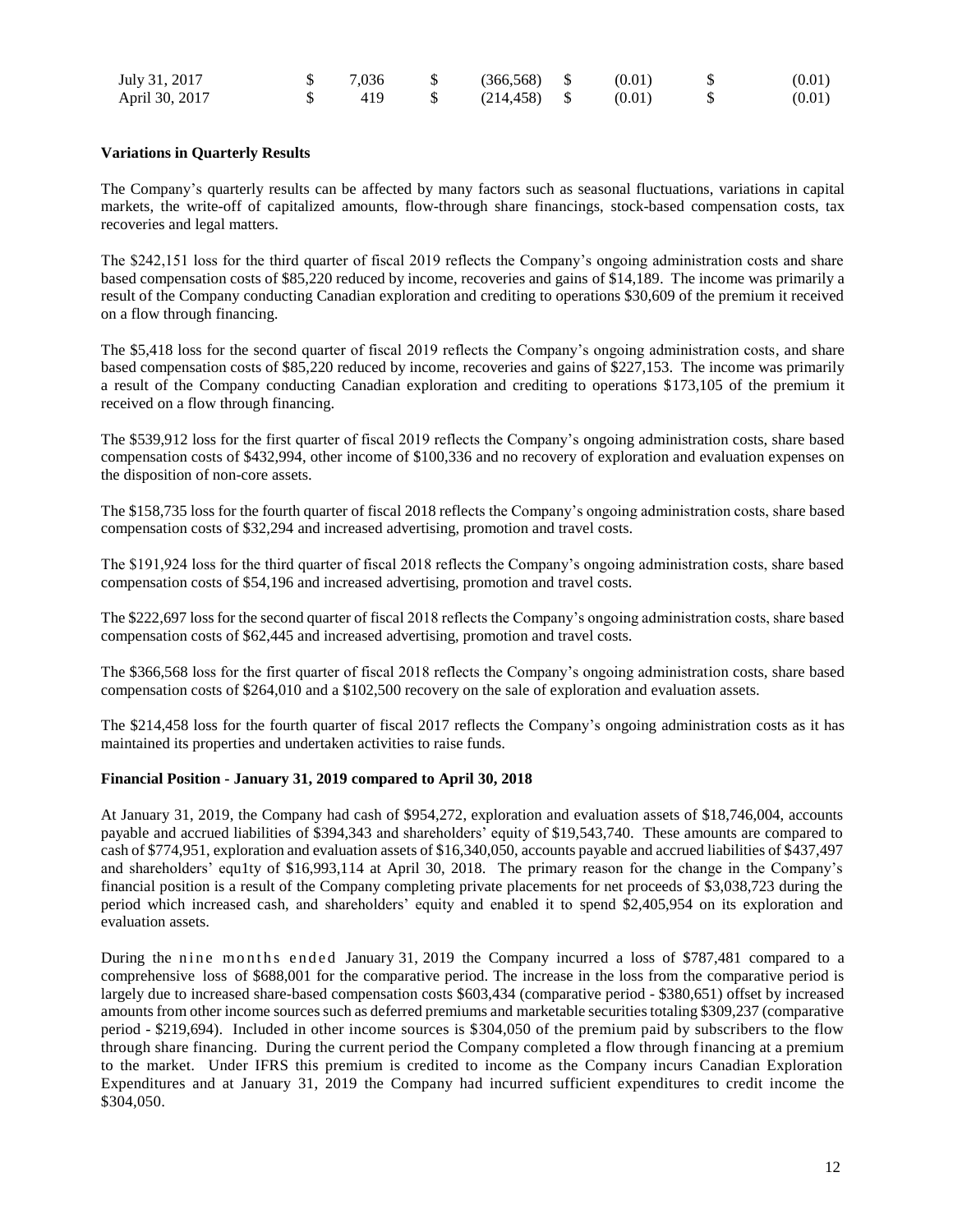| July 31, 2017 | $ | 7,036 | $ | (366,568) | $ | (0.01) | $ | (0.01) |
|---|---|---|---|---|---|---|---|---|
| April 30, 2017 | $ | 419 | $ | (214,458) | $ | (0.01) | $ | (0.01) |

**Variations in Quarterly Results**

The Company's quarterly results can be affected by many factors such as seasonal fluctuations, variations in capital markets, the write-off of capitalized amounts, flow-through share financings, stock-based compensation costs, tax recoveries and legal matters.

The $242,151 loss for the third quarter of fiscal 2019 reflects the Company's ongoing administration costs and share based compensation costs of $85,220 reduced by income, recoveries and gains of $14,189. The income was primarily a result of the Company conducting Canadian exploration and crediting to operations $30,609 of the premium it received on a flow through financing.

The $5,418 loss for the second quarter of fiscal 2019 reflects the Company's ongoing administration costs, and share based compensation costs of $85,220 reduced by income, recoveries and gains of $227,153. The income was primarily a result of the Company conducting Canadian exploration and crediting to operations $173,105 of the premium it received on a flow through financing.

The $539,912 loss for the first quarter of fiscal 2019 reflects the Company's ongoing administration costs, share based compensation costs of $432,994, other income of $100,336 and no recovery of exploration and evaluation expenses on the disposition of non-core assets.

The $158,735 loss for the fourth quarter of fiscal 2018 reflects the Company's ongoing administration costs, share based compensation costs of $32,294 and increased advertising, promotion and travel costs.

The $191,924 loss for the third quarter of fiscal 2018 reflects the Company's ongoing administration costs, share based compensation costs of $54,196 and increased advertising, promotion and travel costs.

The $222,697 loss for the second quarter of fiscal 2018 reflects the Company's ongoing administration costs, share based compensation costs of $62,445 and increased advertising, promotion and travel costs.

The $366,568 loss for the first quarter of fiscal 2018 reflects the Company's ongoing administration costs, share based compensation costs of $264,010 and a $102,500 recovery on the sale of exploration and evaluation assets.

The $214,458 loss for the fourth quarter of fiscal 2017 reflects the Company's ongoing administration costs as it has maintained its properties and undertaken activities to raise funds.

**Financial Position - January 31, 2019 compared to April 30, 2018**

At January 31, 2019, the Company had cash of $954,272, exploration and evaluation assets of $18,746,004, accounts payable and accrued liabilities of $394,343 and shareholders' equity of $19,543,740. These amounts are compared to cash of $774,951, exploration and evaluation assets of $16,340,050, accounts payable and accrued liabilities of $437,497 and shareholders' equ1ty of $16,993,114 at April 30, 2018. The primary reason for the change in the Company's financial position is a result of the Company completing private placements for net proceeds of $3,038,723 during the period which increased cash, and shareholders' equity and enabled it to spend $2,405,954 on its exploration and evaluation assets.

During the nine months ended January 31, 2019 the Company incurred a loss of $787,481 compared to a comprehensive loss of $688,001 for the comparative period. The increase in the loss from the comparative period is largely due to increased share-based compensation costs $603,434 (comparative period - $380,651) offset by increased amounts from other income sources such as deferred premiums and marketable securities totaling $309,237 (comparative period - $219,694). Included in other income sources is $304,050 of the premium paid by subscribers to the flow through share financing. During the current period the Company completed a flow through financing at a premium to the market. Under IFRS this premium is credited to income as the Company incurs Canadian Exploration Expenditures and at January 31, 2019 the Company had incurred sufficient expenditures to credit income the $304,050.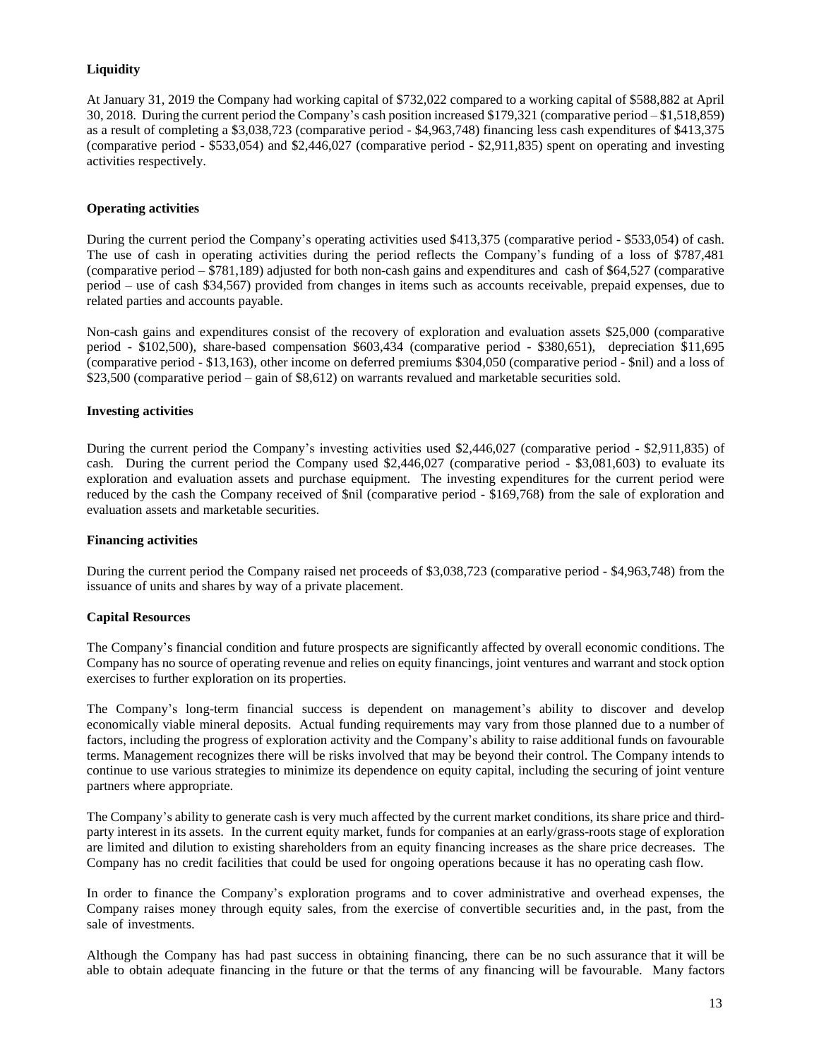**Liquidity**

At January 31, 2019 the Company had working capital of $732,022 compared to a working capital of $588,882 at April 30, 2018. During the current period the Company's cash position increased $179,321 (comparative period – $1,518,859) as a result of completing a $3,038,723 (comparative period - $4,963,748) financing less cash expenditures of $413,375 (comparative period - $533,054) and $2,446,027 (comparative period - $2,911,835) spent on operating and investing activities respectively.

**Operating activities**

During the current period the Company's operating activities used $413,375 (comparative period - $533,054) of cash. The use of cash in operating activities during the period reflects the Company's funding of a loss of $787,481 (comparative period – $781,189) adjusted for both non-cash gains and expenditures and cash of $64,527 (comparative period – use of cash $34,567) provided from changes in items such as accounts receivable, prepaid expenses, due to related parties and accounts payable.

Non-cash gains and expenditures consist of the recovery of exploration and evaluation assets $25,000 (comparative period - $102,500), share-based compensation $603,434 (comparative period - $380,651), depreciation $11,695 (comparative period - $13,163), other income on deferred premiums $304,050 (comparative period - $nil) and a loss of $23,500 (comparative period – gain of $8,612) on warrants revalued and marketable securities sold.

**Investing activities**

During the current period the Company's investing activities used $2,446,027 (comparative period - $2,911,835) of cash. During the current period the Company used $2,446,027 (comparative period - $3,081,603) to evaluate its exploration and evaluation assets and purchase equipment. The investing expenditures for the current period were reduced by the cash the Company received of $nil (comparative period - $169,768) from the sale of exploration and evaluation assets and marketable securities.

**Financing activities**

During the current period the Company raised net proceeds of $3,038,723 (comparative period - $4,963,748) from the issuance of units and shares by way of a private placement.

**Capital Resources**

The Company's financial condition and future prospects are significantly affected by overall economic conditions. The Company has no source of operating revenue and relies on equity financings, joint ventures and warrant and stock option exercises to further exploration on its properties.

The Company's long-term financial success is dependent on management's ability to discover and develop economically viable mineral deposits. Actual funding requirements may vary from those planned due to a number of factors, including the progress of exploration activity and the Company's ability to raise additional funds on favourable terms. Management recognizes there will be risks involved that may be beyond their control. The Company intends to continue to use various strategies to minimize its dependence on equity capital, including the securing of joint venture partners where appropriate.

The Company's ability to generate cash is very much affected by the current market conditions, its share price and third-party interest in its assets. In the current equity market, funds for companies at an early/grass-roots stage of exploration are limited and dilution to existing shareholders from an equity financing increases as the share price decreases. The Company has no credit facilities that could be used for ongoing operations because it has no operating cash flow.

In order to finance the Company's exploration programs and to cover administrative and overhead expenses, the Company raises money through equity sales, from the exercise of convertible securities and, in the past, from the sale of investments.

Although the Company has had past success in obtaining financing, there can be no such assurance that it will be able to obtain adequate financing in the future or that the terms of any financing will be favourable. Many factors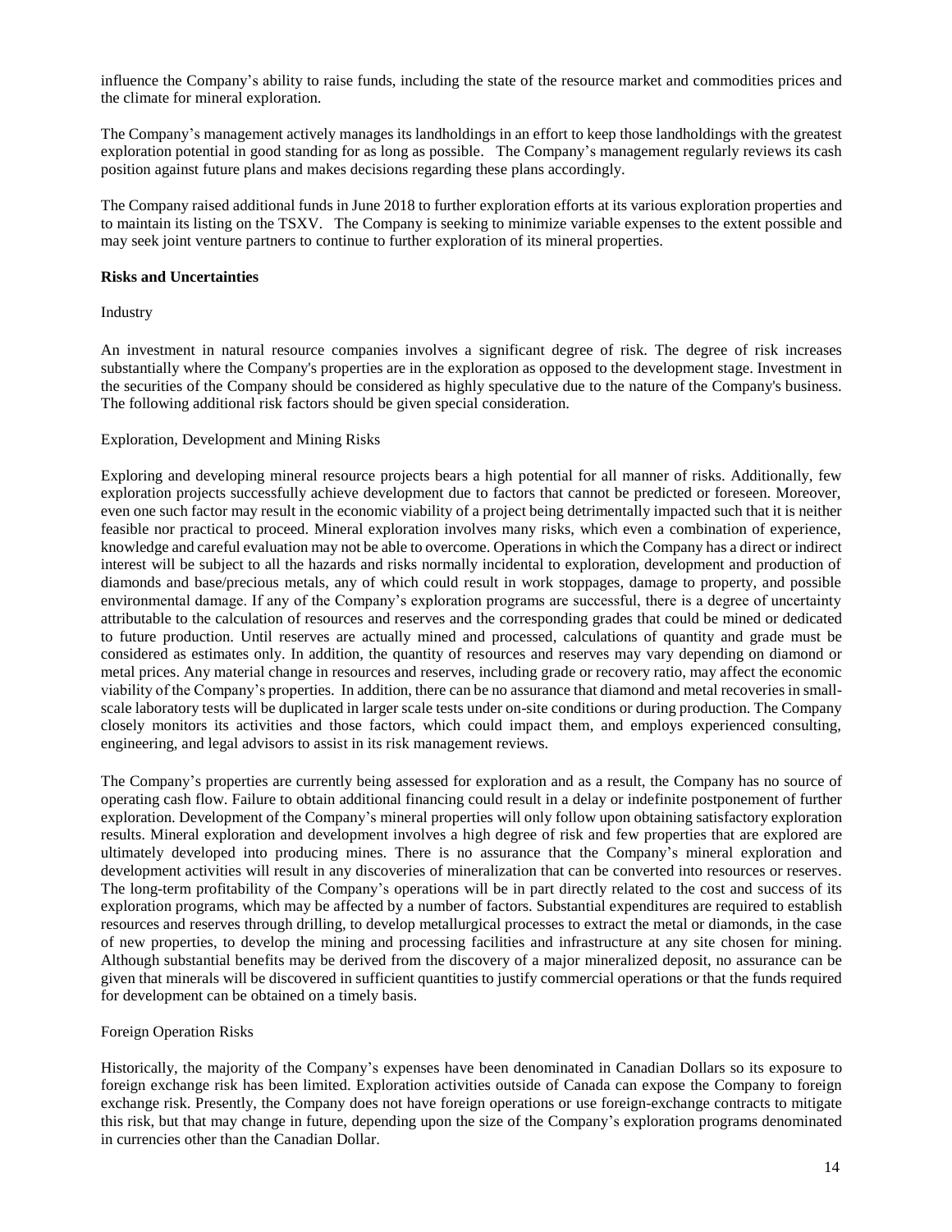influence the Company's ability to raise funds, including the state of the resource market and commodities prices and the climate for mineral exploration.

The Company's management actively manages its landholdings in an effort to keep those landholdings with the greatest exploration potential in good standing for as long as possible. The Company's management regularly reviews its cash position against future plans and makes decisions regarding these plans accordingly.

The Company raised additional funds in June 2018 to further exploration efforts at its various exploration properties and to maintain its listing on the TSXV. The Company is seeking to minimize variable expenses to the extent possible and may seek joint venture partners to continue to further exploration of its mineral properties.

**Risks and Uncertainties**

Industry

An investment in natural resource companies involves a significant degree of risk. The degree of risk increases substantially where the Company's properties are in the exploration as opposed to the development stage. Investment in the securities of the Company should be considered as highly speculative due to the nature of the Company's business. The following additional risk factors should be given special consideration.

Exploration, Development and Mining Risks

Exploring and developing mineral resource projects bears a high potential for all manner of risks. Additionally, few exploration projects successfully achieve development due to factors that cannot be predicted or foreseen. Moreover, even one such factor may result in the economic viability of a project being detrimentally impacted such that it is neither feasible nor practical to proceed. Mineral exploration involves many risks, which even a combination of experience, knowledge and careful evaluation may not be able to overcome. Operations in which the Company has a direct or indirect interest will be subject to all the hazards and risks normally incidental to exploration, development and production of diamonds and base/precious metals, any of which could result in work stoppages, damage to property, and possible environmental damage. If any of the Company's exploration programs are successful, there is a degree of uncertainty attributable to the calculation of resources and reserves and the corresponding grades that could be mined or dedicated to future production. Until reserves are actually mined and processed, calculations of quantity and grade must be considered as estimates only. In addition, the quantity of resources and reserves may vary depending on diamond or metal prices. Any material change in resources and reserves, including grade or recovery ratio, may affect the economic viability of the Company's properties. In addition, there can be no assurance that diamond and metal recoveries in small-scale laboratory tests will be duplicated in larger scale tests under on-site conditions or during production. The Company closely monitors its activities and those factors, which could impact them, and employs experienced consulting, engineering, and legal advisors to assist in its risk management reviews.

The Company's properties are currently being assessed for exploration and as a result, the Company has no source of operating cash flow. Failure to obtain additional financing could result in a delay or indefinite postponement of further exploration. Development of the Company's mineral properties will only follow upon obtaining satisfactory exploration results. Mineral exploration and development involves a high degree of risk and few properties that are explored are ultimately developed into producing mines. There is no assurance that the Company's mineral exploration and development activities will result in any discoveries of mineralization that can be converted into resources or reserves. The long-term profitability of the Company's operations will be in part directly related to the cost and success of its exploration programs, which may be affected by a number of factors. Substantial expenditures are required to establish resources and reserves through drilling, to develop metallurgical processes to extract the metal or diamonds, in the case of new properties, to develop the mining and processing facilities and infrastructure at any site chosen for mining. Although substantial benefits may be derived from the discovery of a major mineralized deposit, no assurance can be given that minerals will be discovered in sufficient quantities to justify commercial operations or that the funds required for development can be obtained on a timely basis.

Foreign Operation Risks

Historically, the majority of the Company's expenses have been denominated in Canadian Dollars so its exposure to foreign exchange risk has been limited. Exploration activities outside of Canada can expose the Company to foreign exchange risk. Presently, the Company does not have foreign operations or use foreign-exchange contracts to mitigate this risk, but that may change in future, depending upon the size of the Company's exploration programs denominated in currencies other than the Canadian Dollar.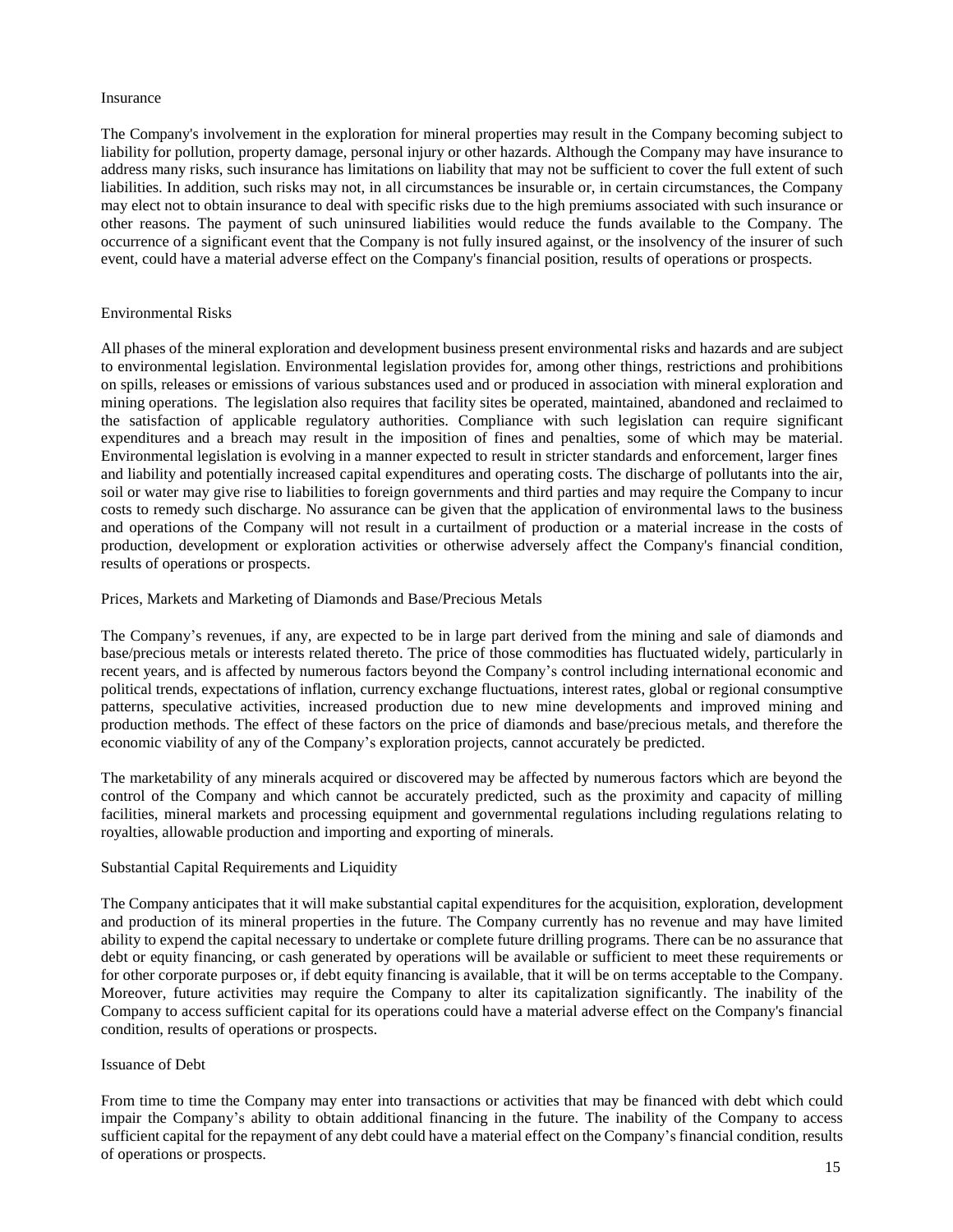### Insurance

The Company's involvement in the exploration for mineral properties may result in the Company becoming subject to liability for pollution, property damage, personal injury or other hazards. Although the Company may have insurance to address many risks, such insurance has limitations on liability that may not be sufficient to cover the full extent of such liabilities. In addition, such risks may not, in all circumstances be insurable or, in certain circumstances, the Company may elect not to obtain insurance to deal with specific risks due to the high premiums associated with such insurance or other reasons. The payment of such uninsured liabilities would reduce the funds available to the Company. The occurrence of a significant event that the Company is not fully insured against, or the insolvency of the insurer of such event, could have a material adverse effect on the Company's financial position, results of operations or prospects.

### Environmental Risks

All phases of the mineral exploration and development business present environmental risks and hazards and are subject to environmental legislation. Environmental legislation provides for, among other things, restrictions and prohibitions on spills, releases or emissions of various substances used and or produced in association with mineral exploration and mining operations. The legislation also requires that facility sites be operated, maintained, abandoned and reclaimed to the satisfaction of applicable regulatory authorities. Compliance with such legislation can require significant expenditures and a breach may result in the imposition of fines and penalties, some of which may be material. Environmental legislation is evolving in a manner expected to result in stricter standards and enforcement, larger fines and liability and potentially increased capital expenditures and operating costs. The discharge of pollutants into the air, soil or water may give rise to liabilities to foreign governments and third parties and may require the Company to incur costs to remedy such discharge. No assurance can be given that the application of environmental laws to the business and operations of the Company will not result in a curtailment of production or a material increase in the costs of production, development or exploration activities or otherwise adversely affect the Company's financial condition, results of operations or prospects.

### Prices, Markets and Marketing of Diamonds and Base/Precious Metals

The Company's revenues, if any, are expected to be in large part derived from the mining and sale of diamonds and base/precious metals or interests related thereto. The price of those commodities has fluctuated widely, particularly in recent years, and is affected by numerous factors beyond the Company's control including international economic and political trends, expectations of inflation, currency exchange fluctuations, interest rates, global or regional consumptive patterns, speculative activities, increased production due to new mine developments and improved mining and production methods. The effect of these factors on the price of diamonds and base/precious metals, and therefore the economic viability of any of the Company's exploration projects, cannot accurately be predicted.

The marketability of any minerals acquired or discovered may be affected by numerous factors which are beyond the control of the Company and which cannot be accurately predicted, such as the proximity and capacity of milling facilities, mineral markets and processing equipment and governmental regulations including regulations relating to royalties, allowable production and importing and exporting of minerals.

### Substantial Capital Requirements and Liquidity

The Company anticipates that it will make substantial capital expenditures for the acquisition, exploration, development and production of its mineral properties in the future. The Company currently has no revenue and may have limited ability to expend the capital necessary to undertake or complete future drilling programs. There can be no assurance that debt or equity financing, or cash generated by operations will be available or sufficient to meet these requirements or for other corporate purposes or, if debt equity financing is available, that it will be on terms acceptable to the Company. Moreover, future activities may require the Company to alter its capitalization significantly. The inability of the Company to access sufficient capital for its operations could have a material adverse effect on the Company's financial condition, results of operations or prospects.

### Issuance of Debt

From time to time the Company may enter into transactions or activities that may be financed with debt which could impair the Company's ability to obtain additional financing in the future. The inability of the Company to access sufficient capital for the repayment of any debt could have a material effect on the Company's financial condition, results of operations or prospects.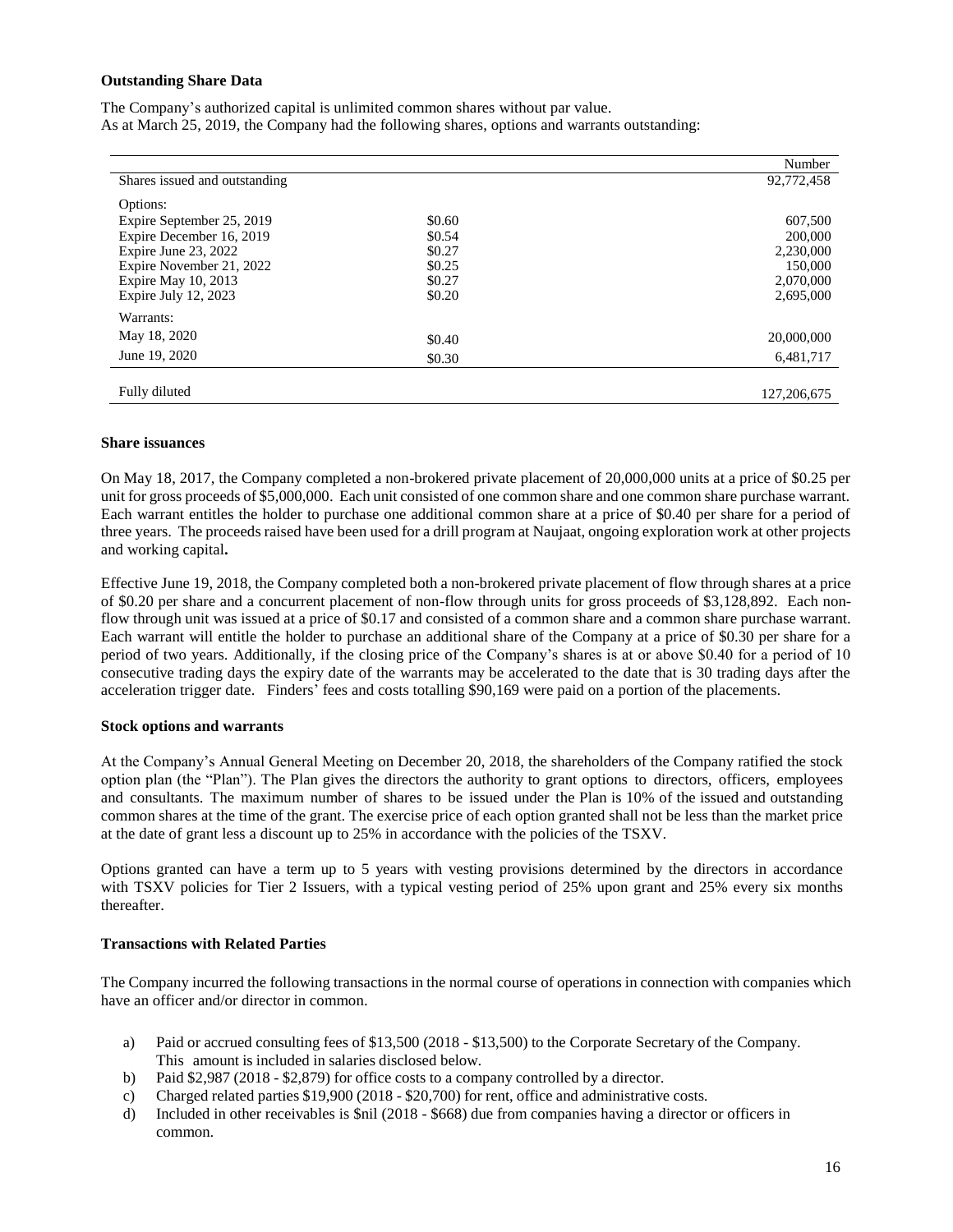**Outstanding Share Data**

The Company's authorized capital is unlimited common shares without par value.
As at March 25, 2019, the Company had the following shares, options and warrants outstanding:

| | | Number |
|---|---|---|
| Shares issued and outstanding | | 92,772,458 |
| Options: | | |
| Expire September 25, 2019 | \$0.60 | 607,500 |
| Expire December 16, 2019 | \$0.54 | 200,000 |
| Expire June 23, 2022 | \$0.27 | 2,230,000 |
| Expire November 21, 2022 | \$0.25 | 150,000 |
| Expire May 10, 2013 | \$0.27 | 2,070,000 |
| Expire July 12, 2023 | \$0.20 | 2,695,000 |
| Warrants: | | |
| May 18, 2020 | \$0.40 | 20,000,000 |
| June 19, 2020 | \$0.30 | 6,481,717 |
| Fully diluted | | 127,206,675 |

**Share issuances**

On May 18, 2017, the Company completed a non-brokered private placement of 20,000,000 units at a price of \$0.25 per unit for gross proceeds of \$5,000,000. Each unit consisted of one common share and one common share purchase warrant. Each warrant entitles the holder to purchase one additional common share at a price of \$0.40 per share for a period of three years. The proceeds raised have been used for a drill program at Naujaat, ongoing exploration work at other projects and working capital**.**

Effective June 19, 2018, the Company completed both a non-brokered private placement of flow through shares at a price of \$0.20 per share and a concurrent placement of non-flow through units for gross proceeds of \$3,128,892. Each non-flow through unit was issued at a price of \$0.17 and consisted of a common share and a common share purchase warrant. Each warrant will entitle the holder to purchase an additional share of the Company at a price of \$0.30 per share for a period of two years. Additionally, if the closing price of the Company's shares is at or above \$0.40 for a period of 10 consecutive trading days the expiry date of the warrants may be accelerated to the date that is 30 trading days after the acceleration trigger date. Finders' fees and costs totalling \$90,169 were paid on a portion of the placements.

**Stock options and warrants**

At the Company's Annual General Meeting on December 20, 2018, the shareholders of the Company ratified the stock option plan (the "Plan"). The Plan gives the directors the authority to grant options to directors, officers, employees and consultants. The maximum number of shares to be issued under the Plan is 10% of the issued and outstanding common shares at the time of the grant. The exercise price of each option granted shall not be less than the market price at the date of grant less a discount up to 25% in accordance with the policies of the TSXV.

Options granted can have a term up to 5 years with vesting provisions determined by the directors in accordance with TSXV policies for Tier 2 Issuers, with a typical vesting period of 25% upon grant and 25% every six months thereafter.

**Transactions with Related Parties**

The Company incurred the following transactions in the normal course of operations in connection with companies which have an officer and/or director in common.

a) Paid or accrued consulting fees of \$13,500 (2018 - \$13,500) to the Corporate Secretary of the Company. This amount is included in salaries disclosed below.
b) Paid \$2,987 (2018 - \$2,879) for office costs to a company controlled by a director.
c) Charged related parties \$19,900 (2018 - \$20,700) for rent, office and administrative costs.
d) Included in other receivables is \$nil (2018 - \$668) due from companies having a director or officers in common.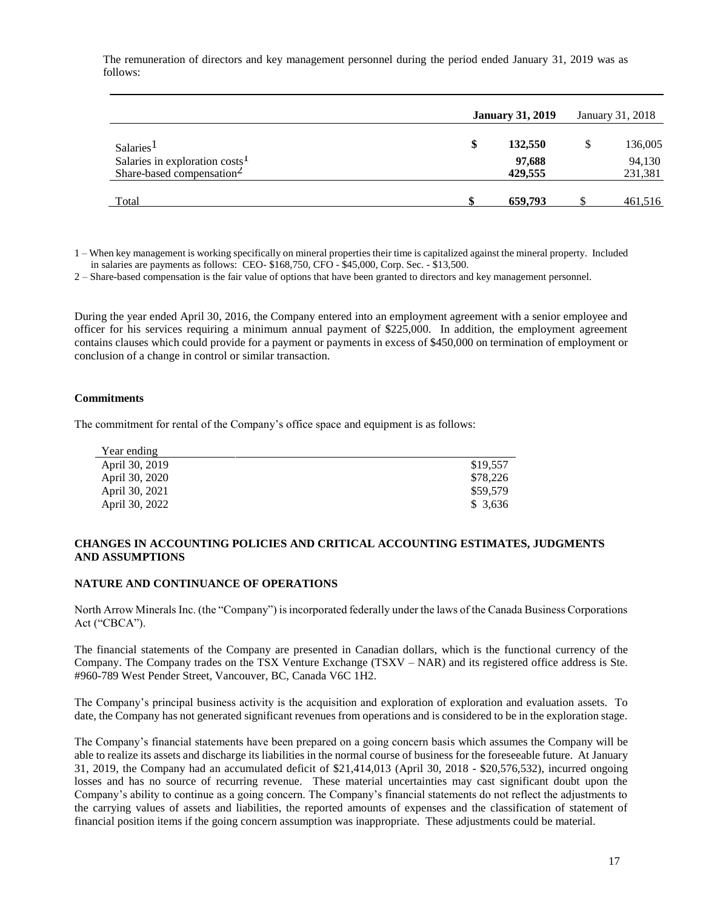The remuneration of directors and key management personnel during the period ended January 31, 2019 was as follows:

| | **January 31, 2019** | January 31, 2018 |
|---|---|---|
| Salaries[1] | **$ 132,550** | $ 136,005 |
| Salaries in exploration costs[1] | **97,688** | 94,130 |
| Share-based compensation[2] | **429,555** | 231,381 |
| Total | **$ 659,793** | $ 461,516 |

1 – When key management is working specifically on mineral properties their time is capitalized against the mineral property. Included in salaries are payments as follows: CEO- $168,750, CFO - $45,000, Corp. Sec. - $13,500.

2 – Share-based compensation is the fair value of options that have been granted to directors and key management personnel.

During the year ended April 30, 2016, the Company entered into an employment agreement with a senior employee and officer for his services requiring a minimum annual payment of $225,000. In addition, the employment agreement contains clauses which could provide for a payment or payments in excess of $450,000 on termination of employment or conclusion of a change in control or similar transaction.

**Commitments**

The commitment for rental of the Company's office space and equipment is as follows:

| Year ending | |
|---|---|
| April 30, 2019 | $19,557 |
| April 30, 2020 | $78,226 |
| April 30, 2021 | $59,579 |
| April 30, 2022 | $ 3,636 |

## CHANGES IN ACCOUNTING POLICIES AND CRITICAL ACCOUNTING ESTIMATES, JUDGMENTS AND ASSUMPTIONS

## NATURE AND CONTINUANCE OF OPERATIONS

North Arrow Minerals Inc. (the "Company") is incorporated federally under the laws of the Canada Business Corporations Act ("CBCA").

The financial statements of the Company are presented in Canadian dollars, which is the functional currency of the Company. The Company trades on the TSX Venture Exchange (TSXV – NAR) and its registered office address is Ste. #960-789 West Pender Street, Vancouver, BC, Canada V6C 1H2.

The Company's principal business activity is the acquisition and exploration of exploration and evaluation assets. To date, the Company has not generated significant revenues from operations and is considered to be in the exploration stage.

The Company's financial statements have been prepared on a going concern basis which assumes the Company will be able to realize its assets and discharge its liabilities in the normal course of business for the foreseeable future. At January 31, 2019, the Company had an accumulated deficit of $21,414,013 (April 30, 2018 - $20,576,532), incurred ongoing losses and has no source of recurring revenue. These material uncertainties may cast significant doubt upon the Company's ability to continue as a going concern. The Company's financial statements do not reflect the adjustments to the carrying values of assets and liabilities, the reported amounts of expenses and the classification of statement of financial position items if the going concern assumption was inappropriate. These adjustments could be material.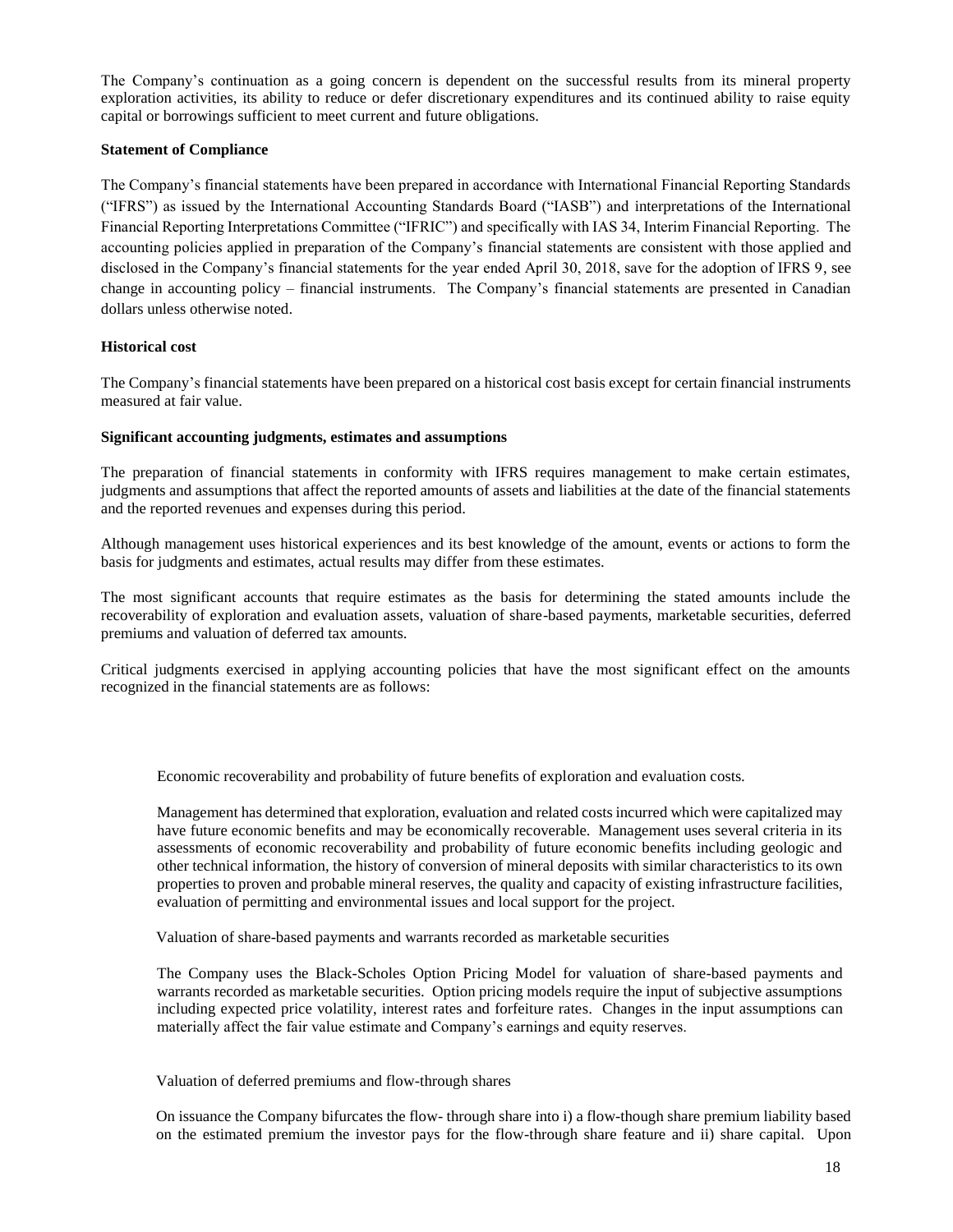The Company's continuation as a going concern is dependent on the successful results from its mineral property exploration activities, its ability to reduce or defer discretionary expenditures and its continued ability to raise equity capital or borrowings sufficient to meet current and future obligations.

**Statement of Compliance**

The Company's financial statements have been prepared in accordance with International Financial Reporting Standards ("IFRS") as issued by the International Accounting Standards Board ("IASB") and interpretations of the International Financial Reporting Interpretations Committee ("IFRIC") and specifically with IAS 34, Interim Financial Reporting. The accounting policies applied in preparation of the Company's financial statements are consistent with those applied and disclosed in the Company's financial statements for the year ended April 30, 2018, save for the adoption of IFRS 9, see change in accounting policy – financial instruments. The Company's financial statements are presented in Canadian dollars unless otherwise noted.

**Historical cost**

The Company's financial statements have been prepared on a historical cost basis except for certain financial instruments measured at fair value.

**Significant accounting judgments, estimates and assumptions**

The preparation of financial statements in conformity with IFRS requires management to make certain estimates, judgments and assumptions that affect the reported amounts of assets and liabilities at the date of the financial statements and the reported revenues and expenses during this period.

Although management uses historical experiences and its best knowledge of the amount, events or actions to form the basis for judgments and estimates, actual results may differ from these estimates.

The most significant accounts that require estimates as the basis for determining the stated amounts include the recoverability of exploration and evaluation assets, valuation of share-based payments, marketable securities, deferred premiums and valuation of deferred tax amounts.

Critical judgments exercised in applying accounting policies that have the most significant effect on the amounts recognized in the financial statements are as follows:

Economic recoverability and probability of future benefits of exploration and evaluation costs.

Management has determined that exploration, evaluation and related costs incurred which were capitalized may have future economic benefits and may be economically recoverable. Management uses several criteria in its assessments of economic recoverability and probability of future economic benefits including geologic and other technical information, the history of conversion of mineral deposits with similar characteristics to its own properties to proven and probable mineral reserves, the quality and capacity of existing infrastructure facilities, evaluation of permitting and environmental issues and local support for the project.

Valuation of share-based payments and warrants recorded as marketable securities

The Company uses the Black-Scholes Option Pricing Model for valuation of share-based payments and warrants recorded as marketable securities. Option pricing models require the input of subjective assumptions including expected price volatility, interest rates and forfeiture rates. Changes in the input assumptions can materially affect the fair value estimate and Company's earnings and equity reserves.

Valuation of deferred premiums and flow-through shares

On issuance the Company bifurcates the flow- through share into i) a flow-though share premium liability based on the estimated premium the investor pays for the flow-through share feature and ii) share capital. Upon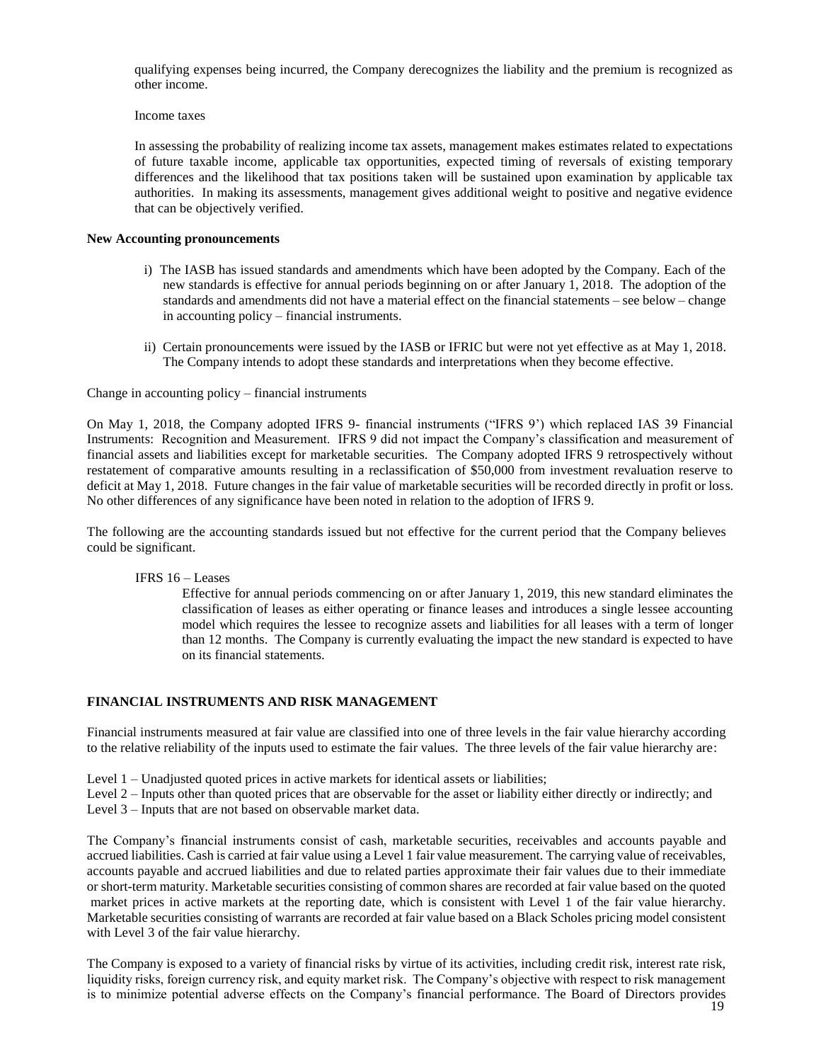qualifying expenses being incurred, the Company derecognizes the liability and the premium is recognized as other income.

Income taxes

In assessing the probability of realizing income tax assets, management makes estimates related to expectations of future taxable income, applicable tax opportunities, expected timing of reversals of existing temporary differences and the likelihood that tax positions taken will be sustained upon examination by applicable tax authorities. In making its assessments, management gives additional weight to positive and negative evidence that can be objectively verified.

**New Accounting pronouncements**

i) The IASB has issued standards and amendments which have been adopted by the Company. Each of the new standards is effective for annual periods beginning on or after January 1, 2018. The adoption of the standards and amendments did not have a material effect on the financial statements – see below – change in accounting policy – financial instruments.

ii) Certain pronouncements were issued by the IASB or IFRIC but were not yet effective as at May 1, 2018. The Company intends to adopt these standards and interpretations when they become effective.

Change in accounting policy – financial instruments

On May 1, 2018, the Company adopted IFRS 9- financial instruments ("IFRS 9') which replaced IAS 39 Financial Instruments: Recognition and Measurement. IFRS 9 did not impact the Company's classification and measurement of financial assets and liabilities except for marketable securities. The Company adopted IFRS 9 retrospectively without restatement of comparative amounts resulting in a reclassification of $50,000 from investment revaluation reserve to deficit at May 1, 2018. Future changes in the fair value of marketable securities will be recorded directly in profit or loss. No other differences of any significance have been noted in relation to the adoption of IFRS 9.

The following are the accounting standards issued but not effective for the current period that the Company believes could be significant.

IFRS 16 – Leases

Effective for annual periods commencing on or after January 1, 2019, this new standard eliminates the classification of leases as either operating or finance leases and introduces a single lessee accounting model which requires the lessee to recognize assets and liabilities for all leases with a term of longer than 12 months. The Company is currently evaluating the impact the new standard is expected to have on its financial statements.

**FINANCIAL INSTRUMENTS AND RISK MANAGEMENT**

Financial instruments measured at fair value are classified into one of three levels in the fair value hierarchy according to the relative reliability of the inputs used to estimate the fair values. The three levels of the fair value hierarchy are:

Level 1 – Unadjusted quoted prices in active markets for identical assets or liabilities;
Level 2 – Inputs other than quoted prices that are observable for the asset or liability either directly or indirectly; and
Level 3 – Inputs that are not based on observable market data.

The Company's financial instruments consist of cash, marketable securities, receivables and accounts payable and accrued liabilities. Cash is carried at fair value using a Level 1 fair value measurement. The carrying value of receivables, accounts payable and accrued liabilities and due to related parties approximate their fair values due to their immediate or short-term maturity. Marketable securities consisting of common shares are recorded at fair value based on the quoted market prices in active markets at the reporting date, which is consistent with Level 1 of the fair value hierarchy. Marketable securities consisting of warrants are recorded at fair value based on a Black Scholes pricing model consistent with Level 3 of the fair value hierarchy.

The Company is exposed to a variety of financial risks by virtue of its activities, including credit risk, interest rate risk, liquidity risks, foreign currency risk, and equity market risk. The Company's objective with respect to risk management is to minimize potential adverse effects on the Company's financial performance. The Board of Directors provides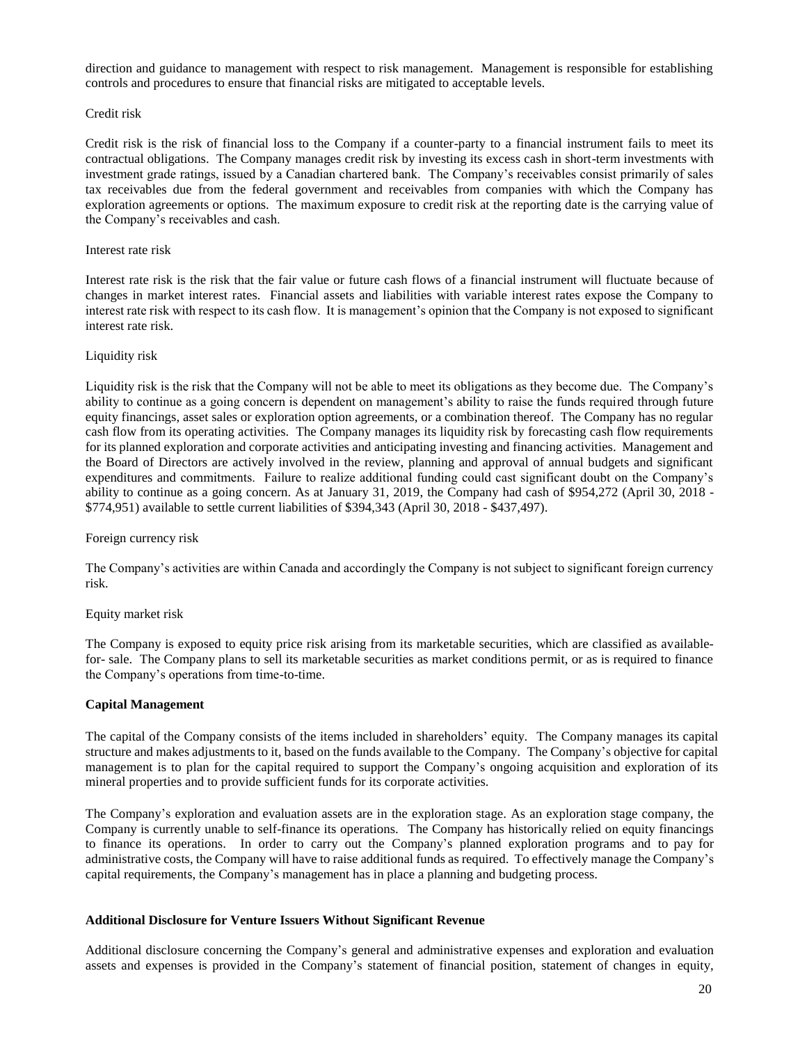direction and guidance to management with respect to risk management. Management is responsible for establishing controls and procedures to ensure that financial risks are mitigated to acceptable levels.

Credit risk

Credit risk is the risk of financial loss to the Company if a counter-party to a financial instrument fails to meet its contractual obligations. The Company manages credit risk by investing its excess cash in short-term investments with investment grade ratings, issued by a Canadian chartered bank. The Company's receivables consist primarily of sales tax receivables due from the federal government and receivables from companies with which the Company has exploration agreements or options. The maximum exposure to credit risk at the reporting date is the carrying value of the Company's receivables and cash.

Interest rate risk

Interest rate risk is the risk that the fair value or future cash flows of a financial instrument will fluctuate because of changes in market interest rates. Financial assets and liabilities with variable interest rates expose the Company to interest rate risk with respect to its cash flow. It is management's opinion that the Company is not exposed to significant interest rate risk.

Liquidity risk

Liquidity risk is the risk that the Company will not be able to meet its obligations as they become due. The Company's ability to continue as a going concern is dependent on management's ability to raise the funds required through future equity financings, asset sales or exploration option agreements, or a combination thereof. The Company has no regular cash flow from its operating activities. The Company manages its liquidity risk by forecasting cash flow requirements for its planned exploration and corporate activities and anticipating investing and financing activities. Management and the Board of Directors are actively involved in the review, planning and approval of annual budgets and significant expenditures and commitments. Failure to realize additional funding could cast significant doubt on the Company's ability to continue as a going concern. As at January 31, 2019, the Company had cash of $954,272 (April 30, 2018 - $774,951) available to settle current liabilities of $394,343 (April 30, 2018 - $437,497).

Foreign currency risk

The Company's activities are within Canada and accordingly the Company is not subject to significant foreign currency risk.

Equity market risk

The Company is exposed to equity price risk arising from its marketable securities, which are classified as available-for- sale. The Company plans to sell its marketable securities as market conditions permit, or as is required to finance the Company's operations from time-to-time.

**Capital Management**

The capital of the Company consists of the items included in shareholders' equity. The Company manages its capital structure and makes adjustments to it, based on the funds available to the Company. The Company's objective for capital management is to plan for the capital required to support the Company's ongoing acquisition and exploration of its mineral properties and to provide sufficient funds for its corporate activities.

The Company's exploration and evaluation assets are in the exploration stage. As an exploration stage company, the Company is currently unable to self-finance its operations. The Company has historically relied on equity financings to finance its operations. In order to carry out the Company's planned exploration programs and to pay for administrative costs, the Company will have to raise additional funds as required. To effectively manage the Company's capital requirements, the Company's management has in place a planning and budgeting process.

**Additional Disclosure for Venture Issuers Without Significant Revenue**

Additional disclosure concerning the Company's general and administrative expenses and exploration and evaluation assets and expenses is provided in the Company's statement of financial position, statement of changes in equity,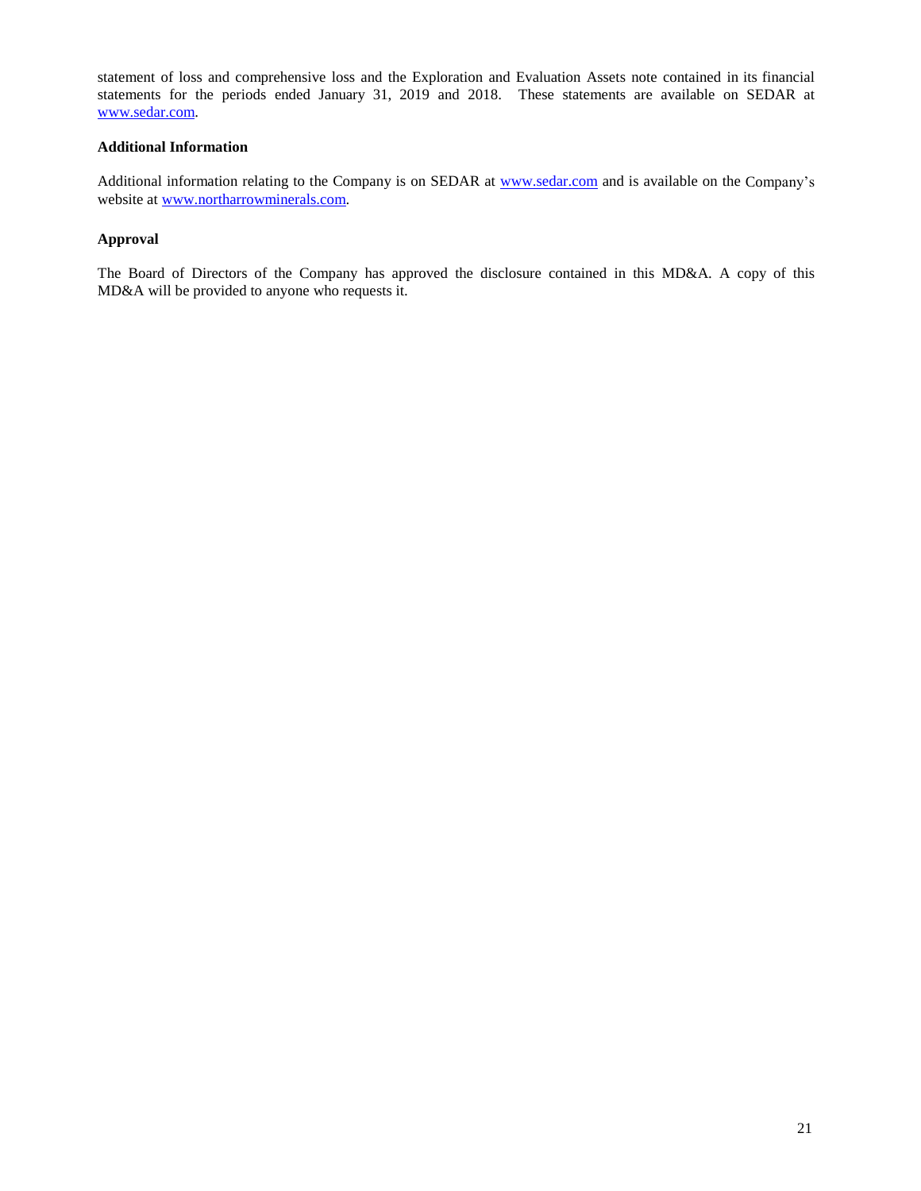statement of loss and comprehensive loss and the Exploration and Evaluation Assets note contained in its financial statements for the periods ended January 31, 2019 and 2018. These statements are available on SEDAR at www.sedar.com.

**Additional Information**

Additional information relating to the Company is on SEDAR at www.sedar.com and is available on the Company's website at www.northarrowminerals.com.

**Approval**

The Board of Directors of the Company has approved the disclosure contained in this MD&A. A copy of this MD&A will be provided to anyone who requests it.